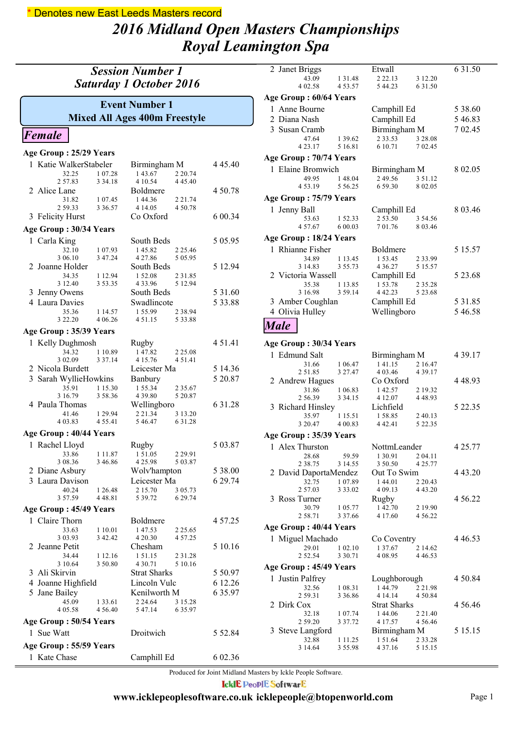\* Denotes new East Leeds Masters record

# 2016 Midland Open Masters Championships
# Royal Leamington Spa

## Session Number 1
## Saturday 1 October 2016

### Event Number 1
### Mixed All Ages 400m Freestyle

#### Female

**Age Group : 25/29 Years**

1 Katie WalkerStabeler — Birmingham M — 4 45.40
32.25 1 07.28 1 43.67 2 20.74
2 57.83 3 34.18 4 10.54 4 45.40

2 Alice Lane — Boldmere — 4 50.78
31.82 1 07.45 1 44.36 2 21.74
2 59.33 3 36.57 4 14.05 4 50.78

3 Felicity Hurst — Co Oxford — 6 00.34

**Age Group : 30/34 Years**

1 Carla King — South Beds — 5 05.95
32.10 1 07.93 1 45.82 2 25.46
3 06.10 3 47.24 4 27.86 5 05.95

2 Joanne Holder — South Beds — 5 12.94
34.35 1 12.94 1 52.08 2 31.85
3 12.40 3 53.35 4 33.96 5 12.94

3 Jenny Owens — South Beds — 5 31.60

4 Laura Davies — Swadlincote — 5 33.88
35.36 1 14.57 1 55.99 2 38.94
3 22.20 4 06.26 4 51.15 5 33.88

**Age Group : 35/39 Years**

1 Kelly Dughmosh — Rugby — 4 51.41
34.32 1 10.89 1 47.82 2 25.08
3 02.09 3 37.14 4 15.76 4 51.41

2 Nicola Burdett — Leicester Ma — 5 14.36

3 Sarah WyllieHowkins — Banbury — 5 20.87
35.91 1 15.30 1 55.34 2 35.67
3 16.79 3 58.36 4 39.80 5 20.87

4 Paula Thomas — Wellingboro — 6 31.28
41.46 1 29.94 2 21.34 3 13.20
4 03.83 4 55.41 5 46.47 6 31.28

**Age Group : 40/44 Years**

1 Rachel Lloyd — Rugby — 5 03.87
33.86 1 11.87 1 51.05 2 29.91
3 08.36 3 46.86 4 25.98 5 03.87

2 Diane Asbury — Wolv'hampton — 5 38.00

3 Laura Davison — Leicester Ma — 6 29.74
40.24 1 26.48 2 15.70 3 05.73
3 57.59 4 48.81 5 39.72 6 29.74

**Age Group : 45/49 Years**

1 Claire Thorn — Boldmere — 4 57.25
33.63 1 10.01 1 47.53 2 25.65
3 03.93 3 42.42 4 20.30 4 57.25

2 Jeanne Petit — Chesham — 5 10.16
34.44 1 12.16 1 51.15 2 31.28
3 10.64 3 50.80 4 30.71 5 10.16

3 Ali Skirvin — Strat Sharks — 5 50.97

4 Joanne Highfield — Lincoln Vulc — 6 12.26

5 Jane Bailey — Kenilworth M — 6 35.97
45.09 1 33.61 2 24.64 3 15.28
4 05.58 4 56.40 5 47.14 6 35.97

**Age Group : 50/54 Years**

1 Sue Watt — Droitwich — 5 52.84

**Age Group : 55/59 Years**

1 Kate Chase — Camphill Ed — 6 02.36

2 Janet Briggs — Etwall — 6 31.50
43.09 1 31.48 2 22.13 3 12.20
4 02.58 4 53.57 5 44.23 6 31.50

**Age Group : 60/64 Years**

1 Anne Bourne — Camphill Ed — 5 38.60

2 Diana Nash — Camphill Ed — 5 46.83

3 Susan Cramb — Birmingham M — 7 02.45
47.64 1 39.62 2 33.53 3 28.08
4 23.17 5 16.81 6 10.71 7 02.45

**Age Group : 70/74 Years**

1 Elaine Bromwich — Birmingham M — 8 02.05
49.95 1 48.04 2 49.56 3 51.12
4 53.19 5 56.25 6 59.30 8 02.05

**Age Group : 75/79 Years**

1 Jenny Ball — Camphill Ed — 8 03.46
53.63 1 52.33 2 53.50 3 54.56
4 57.67 6 00.03 7 01.76 8 03.46

**Age Group : 18/24 Years**

1 Rhianne Fisher — Boldmere — 5 15.57
34.89 1 13.45 1 53.45 2 33.99
3 14.83 3 55.73 4 36.27 5 15.57

2 Victoria Wassell — Camphill Ed — 5 23.68
35.38 1 13.85 1 53.78 2 35.28
3 16.98 3 59.14 4 42.23 5 23.68

3 Amber Coughlan — Camphill Ed — 5 31.85

4 Olivia Hulley — Wellingboro — 5 46.58

#### Male

**Age Group : 30/34 Years**

1 Edmund Salt — Birmingham M — 4 39.17
31.66 1 06.47 1 41.15 2 16.47
2 51.85 3 27.47 4 03.46 4 39.17

2 Andrew Hagues — Co Oxford — 4 48.93
31.86 1 06.83 1 42.57 2 19.32
2 56.39 3 34.15 4 12.07 4 48.93

3 Richard Hinsley — Lichfield — 5 22.35
35.97 1 15.51 1 58.85 2 40.13
3 20.47 4 00.83 4 42.41 5 22.35

**Age Group : 35/39 Years**

1 Alex Thurston — NottmLeander — 4 25.77
28.68 59.59 1 30.91 2 04.11
2 38.75 3 14.55 3 50.50 4 25.77

2 David DaportaMendez — Out To Swim — 4 43.20
32.75 1 07.89 1 44.01 2 20.43
2 57.03 3 33.02 4 09.13 4 43.20

3 Ross Turner — Rugby — 4 56.22
30.79 1 05.77 1 42.70 2 19.90
2 58.71 3 37.66 4 17.60 4 56.22

**Age Group : 40/44 Years**

1 Miguel Machado — Co Coventry — 4 46.53
29.01 1 02.10 1 37.67 2 14.62
2 52.54 3 30.71 4 08.95 4 46.53

**Age Group : 45/49 Years**

1 Justin Palfrey — Loughborough — 4 50.84
32.56 1 08.31 1 44.79 2 21.98
2 59.31 3 36.86 4 14.14 4 50.84

2 Dirk Cox — Strat Sharks — 4 56.46
32.18 1 07.74 1 44.06 2 21.40
2 59.20 3 37.72 4 17.57 4 56.46

3 Steve Langford — Birmingham M — 5 15.15
32.88 1 11.25 1 51.64 2 33.28
3 14.64 3 55.98 4 37.16 5 15.15

Produced for Joint Midland Masters by Ickle People Software.

IcklE PeoplE SoftwarE

www.icklepeoplesoftware.co.uk icklepeople@btopenworld.com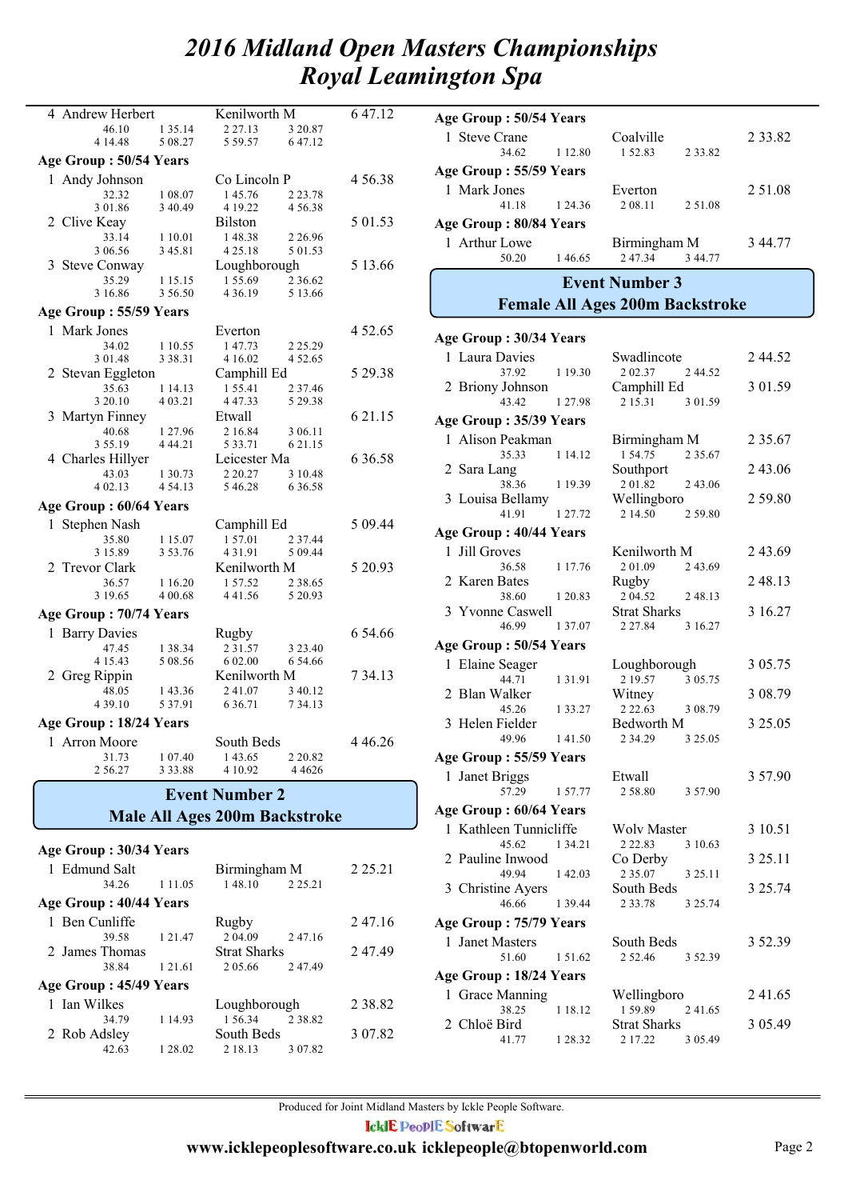# 2016 Midland Open Masters Championships
# Royal Leamington Spa

| Place | Name | Club | Time |
|---|---|---|---|
| 4 | Andrew Herbert | Kenilworth M | 6 47.12 |
| | 46.10 / 1 35.14 / 2 27.13 / 3 20.87 / 4 14.48 / 5 08.27 / 5 59.57 / 6 47.12 | | |

**Age Group : 50/54 Years**

| Place | Name | Club | Time |
|---|---|---|---|
| 1 | Andy Johnson | Co Lincoln P | 4 56.38 |
| | 32.32 / 1 08.07 / 1 45.76 / 2 23.78 / 3 01.86 / 3 40.49 / 4 19.22 / 4 56.38 | | |
| 2 | Clive Keay | Bilston | 5 01.53 |
| | 33.14 / 1 10.01 / 1 48.38 / 2 26.96 / 3 06.56 / 3 45.81 / 4 25.18 / 5 01.53 | | |
| 3 | Steve Conway | Loughborough | 5 13.66 |
| | 35.29 / 1 15.15 / 1 55.69 / 2 36.62 / 3 16.86 / 3 56.50 / 4 36.19 / 5 13.66 | | |

**Age Group : 55/59 Years**

| Place | Name | Club | Time |
|---|---|---|---|
| 1 | Mark Jones | Everton | 4 52.65 |
| | 34.02 / 1 10.55 / 1 47.73 / 2 25.29 / 3 01.48 / 3 38.31 / 4 16.02 / 4 52.65 | | |
| 2 | Stevan Eggleton | Camphill Ed | 5 29.38 |
| | 35.63 / 1 14.13 / 1 55.41 / 2 37.46 / 3 20.10 / 4 03.21 / 4 47.33 / 5 29.38 | | |
| 3 | Martyn Finney | Etwall | 6 21.15 |
| | 40.68 / 1 27.96 / 2 16.84 / 3 06.11 / 3 55.19 / 4 44.21 / 5 33.71 / 6 21.15 | | |
| 4 | Charles Hillyer | Leicester Ma | 6 36.58 |
| | 43.03 / 1 30.73 / 2 20.27 / 3 10.48 / 4 02.13 / 4 54.13 / 5 46.28 / 6 36.58 | | |

**Age Group : 60/64 Years**

| Place | Name | Club | Time |
|---|---|---|---|
| 1 | Stephen Nash | Camphill Ed | 5 09.44 |
| | 35.80 / 1 15.07 / 1 57.01 / 2 37.44 / 3 15.89 / 3 53.76 / 4 31.91 / 5 09.44 | | |
| 2 | Trevor Clark | Kenilworth M | 5 20.93 |
| | 36.57 / 1 16.20 / 1 57.52 / 2 38.65 / 3 19.65 / 4 00.68 / 4 41.56 / 5 20.93 | | |

**Age Group : 70/74 Years**

| Place | Name | Club | Time |
|---|---|---|---|
| 1 | Barry Davies | Rugby | 6 54.66 |
| | 47.45 / 1 38.34 / 2 31.57 / 3 23.40 / 4 15.43 / 5 08.56 / 6 02.00 / 6 54.66 | | |
| 2 | Greg Rippin | Kenilworth M | 7 34.13 |
| | 48.05 / 1 43.36 / 2 41.07 / 3 40.12 / 4 39.10 / 5 37.91 / 6 36.71 / 7 34.13 | | |

**Age Group : 18/24 Years**

| Place | Name | Club | Time |
|---|---|---|---|
| 1 | Arron Moore | South Beds | 4 46.26 |
| | 31.73 / 1 07.40 / 1 43.65 / 2 20.82 / 2 56.27 / 3 33.88 / 4 10.92 / 4 4626 | | |

## Event Number 2
## Male All Ages 200m Backstroke

**Age Group : 30/34 Years**

| Place | Name | Club | Time |
|---|---|---|---|
| 1 | Edmund Salt | Birmingham M | 2 25.21 |
| | 34.26 / 1 11.05 / 1 48.10 / 2 25.21 | | |

**Age Group : 40/44 Years**

| Place | Name | Club | Time |
|---|---|---|---|
| 1 | Ben Cunliffe | Rugby | 2 47.16 |
| | 39.58 / 1 21.47 / 2 04.09 / 2 47.16 | | |
| 2 | James Thomas | Strat Sharks | 2 47.49 |
| | 38.84 / 1 21.61 / 2 05.66 / 2 47.49 | | |

**Age Group : 45/49 Years**

| Place | Name | Club | Time |
|---|---|---|---|
| 1 | Ian Wilkes | Loughborough | 2 38.82 |
| | 34.79 / 1 14.93 / 1 56.34 / 2 38.82 | | |
| 2 | Rob Adsley | South Beds | 3 07.82 |
| | 42.63 / 1 28.02 / 2 18.13 / 3 07.82 | | |

**Age Group : 50/54 Years**

| Place | Name | Club | Time |
|---|---|---|---|
| 1 | Steve Crane | Coalville | 2 33.82 |
| | 34.62 / 1 12.80 / 1 52.83 / 2 33.82 | | |

**Age Group : 55/59 Years**

| Place | Name | Club | Time |
|---|---|---|---|
| 1 | Mark Jones | Everton | 2 51.08 |
| | 41.18 / 1 24.36 / 2 08.11 / 2 51.08 | | |

**Age Group : 80/84 Years**

| Place | Name | Club | Time |
|---|---|---|---|
| 1 | Arthur Lowe | Birmingham M | 3 44.77 |
| | 50.20 / 1 46.65 / 2 47.34 / 3 44.77 | | |

## Event Number 3
## Female All Ages 200m Backstroke

**Age Group : 30/34 Years**

| Place | Name | Club | Time |
|---|---|---|---|
| 1 | Laura Davies | Swadlincote | 2 44.52 |
| | 37.92 / 1 19.30 / 2 02.37 / 2 44.52 | | |
| 2 | Briony Johnson | Camphill Ed | 3 01.59 |
| | 43.42 / 1 27.98 / 2 15.31 / 3 01.59 | | |

**Age Group : 35/39 Years**

| Place | Name | Club | Time |
|---|---|---|---|
| 1 | Alison Peakman | Birmingham M | 2 35.67 |
| | 35.33 / 1 14.12 / 1 54.75 / 2 35.67 | | |
| 2 | Sara Lang | Southport | 2 43.06 |
| | 38.36 / 1 19.39 / 2 01.82 / 2 43.06 | | |
| 3 | Louisa Bellamy | Wellingboro | 2 59.80 |
| | 41.91 / 1 27.72 / 2 14.50 / 2 59.80 | | |

**Age Group : 40/44 Years**

| Place | Name | Club | Time |
|---|---|---|---|
| 1 | Jill Groves | Kenilworth M | 2 43.69 |
| | 36.58 / 1 17.76 / 2 01.09 / 2 43.69 | | |
| 2 | Karen Bates | Rugby | 2 48.13 |
| | 38.60 / 1 20.83 / 2 04.52 / 2 48.13 | | |
| 3 | Yvonne Caswell | Strat Sharks | 3 16.27 |
| | 46.99 / 1 37.07 / 2 27.84 / 3 16.27 | | |

**Age Group : 50/54 Years**

| Place | Name | Club | Time |
|---|---|---|---|
| 1 | Elaine Seager | Loughborough | 3 05.75 |
| | 44.71 / 1 31.91 / 2 19.57 / 3 05.75 | | |
| 2 | Blan Walker | Witney | 3 08.79 |
| | 45.26 / 1 33.27 / 2 22.63 / 3 08.79 | | |
| 3 | Helen Fielder | Bedworth M | 3 25.05 |
| | 49.96 / 1 41.50 / 2 34.29 / 3 25.05 | | |

**Age Group : 55/59 Years**

| Place | Name | Club | Time |
|---|---|---|---|
| 1 | Janet Briggs | Etwall | 3 57.90 |
| | 57.29 / 1 57.77 / 2 58.80 / 3 57.90 | | |

**Age Group : 60/64 Years**

| Place | Name | Club | Time |
|---|---|---|---|
| 1 | Kathleen Tunnicliffe | Wolv Master | 3 10.51 |
| | 45.62 / 1 34.21 / 2 22.83 / 3 10.63 | | |
| 2 | Pauline Inwood | Co Derby | 3 25.11 |
| | 49.94 / 1 42.03 / 2 35.07 / 3 25.11 | | |
| 3 | Christine Ayers | South Beds | 3 25.74 |
| | 46.66 / 1 39.44 / 2 33.78 / 3 25.74 | | |

**Age Group : 75/79 Years**

| Place | Name | Club | Time |
|---|---|---|---|
| 1 | Janet Masters | South Beds | 3 52.39 |
| | 51.60 / 1 51.62 / 2 52.46 / 3 52.39 | | |

**Age Group : 18/24 Years**

| Place | Name | Club | Time |
|---|---|---|---|
| 1 | Grace Manning | Wellingboro | 2 41.65 |
| | 38.25 / 1 18.12 / 1 59.89 / 2 41.65 | | |
| 2 | Chloë Bird | Strat Sharks | 3 05.49 |
| | 41.77 / 1 28.32 / 2 17.22 / 3 05.49 | | |

Produced for Joint Midland Masters by Ickle People Software.

IcklE PeoplE SoftwarE

www.icklepeoplesoftware.co.uk icklepeople@btopenworld.com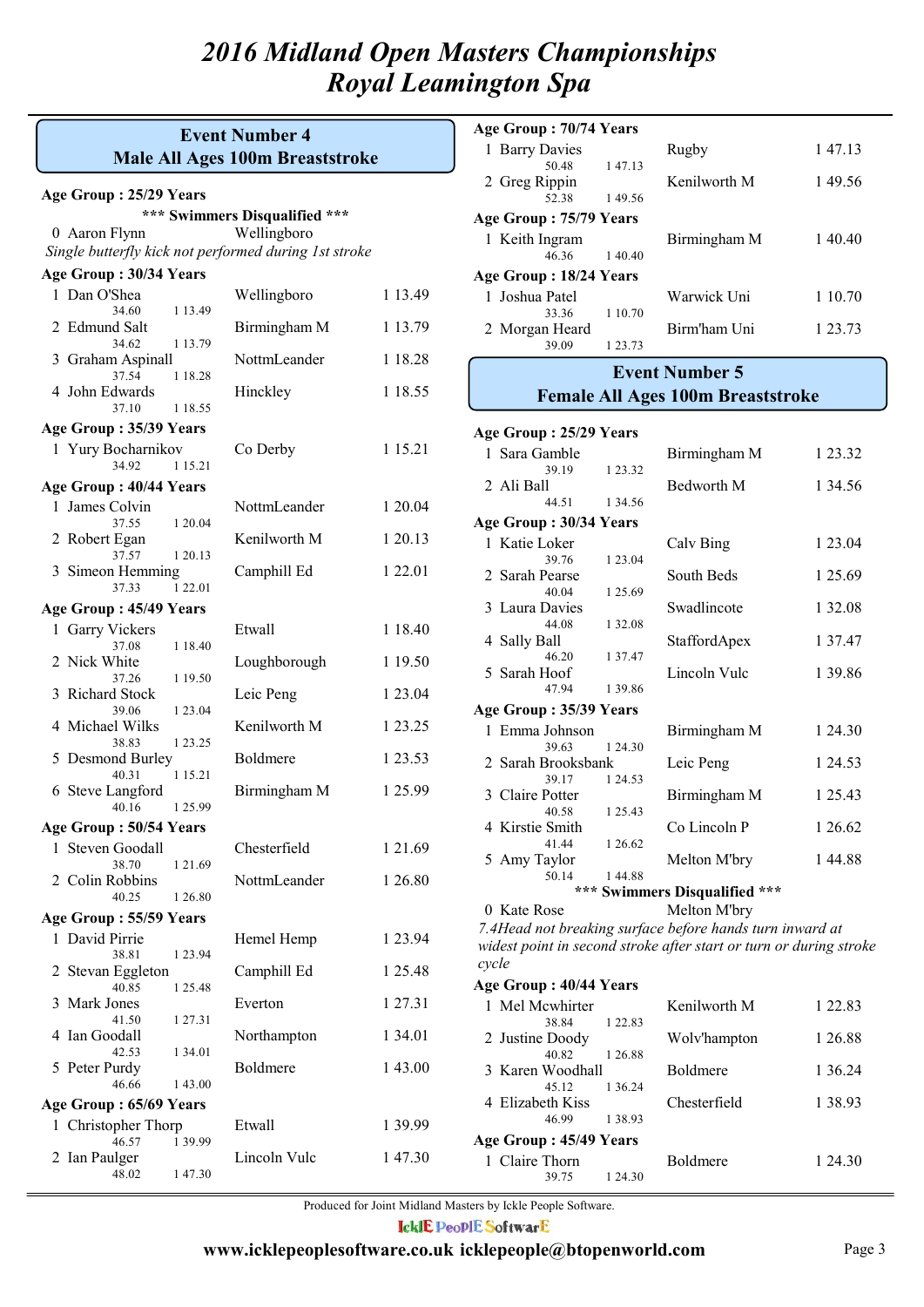// 2016 Midland Open Masters Championships
# 2016 Midland Open Masters Championships
## Royal Leamington Spa

### Event Number 4
### Male All Ages 100m Breaststroke

**Age Group : 25/29 Years**

*** Swimmers Disqualified ***

| Place | Name | Club | Time |
|---|---|---|---|
| 0 | Aaron Flynn | Wellingboro | |

*Single butterfly kick not performed during 1st stroke*

**Age Group : 30/34 Years**

| Place | Name | 50m | Split | Club | Time |
|---|---|---|---|---|---|
| 1 | Dan O'Shea | 34.60 | 1 13.49 | Wellingboro | 1 13.49 |
| 2 | Edmund Salt | 34.62 | 1 13.79 | Birmingham M | 1 13.79 |
| 3 | Graham Aspinall | 37.54 | 1 18.28 | NottmLeander | 1 18.28 |
| 4 | John Edwards | 37.10 | 1 18.55 | Hinckley | 1 18.55 |

**Age Group : 35/39 Years**

| Place | Name | 50m | Split | Club | Time |
|---|---|---|---|---|---|
| 1 | Yury Bocharnikov | 34.92 | 1 15.21 | Co Derby | 1 15.21 |

**Age Group : 40/44 Years**

| Place | Name | 50m | Split | Club | Time |
|---|---|---|---|---|---|
| 1 | James Colvin | 37.55 | 1 20.04 | NottmLeander | 1 20.04 |
| 2 | Robert Egan | 37.57 | 1 20.13 | Kenilworth M | 1 20.13 |
| 3 | Simeon Hemming | 37.33 | 1 22.01 | Camphill Ed | 1 22.01 |

**Age Group : 45/49 Years**

| Place | Name | 50m | Split | Club | Time |
|---|---|---|---|---|---|
| 1 | Garry Vickers | 37.08 | 1 18.40 | Etwall | 1 18.40 |
| 2 | Nick White | 37.26 | 1 19.50 | Loughborough | 1 19.50 |
| 3 | Richard Stock | 39.06 | 1 23.04 | Leic Peng | 1 23.04 |
| 4 | Michael Wilks | 38.83 | 1 23.25 | Kenilworth M | 1 23.25 |
| 5 | Desmond Burley | 40.31 | 1 15.21 | Boldmere | 1 23.53 |
| 6 | Steve Langford | 40.16 | 1 25.99 | Birmingham M | 1 25.99 |

**Age Group : 50/54 Years**

| Place | Name | 50m | Split | Club | Time |
|---|---|---|---|---|---|
| 1 | Steven Goodall | 38.70 | 1 21.69 | Chesterfield | 1 21.69 |
| 2 | Colin Robbins | 40.25 | 1 26.80 | NottmLeander | 1 26.80 |

**Age Group : 55/59 Years**

| Place | Name | 50m | Split | Club | Time |
|---|---|---|---|---|---|
| 1 | David Pirrie | 38.81 | 1 23.94 | Hemel Hemp | 1 23.94 |
| 2 | Stevan Eggleton | 40.85 | 1 25.48 | Camphill Ed | 1 25.48 |
| 3 | Mark Jones | 41.50 | 1 27.31 | Everton | 1 27.31 |
| 4 | Ian Goodall | 42.53 | 1 34.01 | Northampton | 1 34.01 |
| 5 | Peter Purdy | 46.66 | 1 43.00 | Boldmere | 1 43.00 |

**Age Group : 65/69 Years**

| Place | Name | 50m | Split | Club | Time |
|---|---|---|---|---|---|
| 1 | Christopher Thorp | 46.57 | 1 39.99 | Etwall | 1 39.99 |
| 2 | Ian Paulger | 48.02 | 1 47.30 | Lincoln Vulc | 1 47.30 |

**Age Group : 70/74 Years**

| Place | Name | 50m | Split | Club | Time |
|---|---|---|---|---|---|
| 1 | Barry Davies | 50.48 | 1 47.13 | Rugby | 1 47.13 |
| 2 | Greg Rippin | 52.38 | 1 49.56 | Kenilworth M | 1 49.56 |

**Age Group : 75/79 Years**

| Place | Name | 50m | Split | Club | Time |
|---|---|---|---|---|---|
| 1 | Keith Ingram | 46.36 | 1 40.40 | Birmingham M | 1 40.40 |

**Age Group : 18/24 Years**

| Place | Name | 50m | Split | Club | Time |
|---|---|---|---|---|---|
| 1 | Joshua Patel | 33.36 | 1 10.70 | Warwick Uni | 1 10.70 |
| 2 | Morgan Heard | 39.09 | 1 23.73 | Birm'ham Uni | 1 23.73 |

### Event Number 5
### Female All Ages 100m Breaststroke

**Age Group : 25/29 Years**

| Place | Name | 50m | Split | Club | Time |
|---|---|---|---|---|---|
| 1 | Sara Gamble | 39.19 | 1 23.32 | Birmingham M | 1 23.32 |
| 2 | Ali Ball | 44.51 | 1 34.56 | Bedworth M | 1 34.56 |

**Age Group : 30/34 Years**

| Place | Name | 50m | Split | Club | Time |
|---|---|---|---|---|---|
| 1 | Katie Loker | 39.76 | 1 23.04 | Calv Bing | 1 23.04 |
| 2 | Sarah Pearse | 40.04 | 1 25.69 | South Beds | 1 25.69 |
| 3 | Laura Davies | 44.08 | 1 32.08 | Swadlincote | 1 32.08 |
| 4 | Sally Ball | 46.20 | 1 37.47 | StaffordApex | 1 37.47 |
| 5 | Sarah Hoof | 47.94 | 1 39.86 | Lincoln Vulc | 1 39.86 |

**Age Group : 35/39 Years**

| Place | Name | 50m | Split | Club | Time |
|---|---|---|---|---|---|
| 1 | Emma Johnson | 39.63 | 1 24.30 | Birmingham M | 1 24.30 |
| 2 | Sarah Brooksbank | 39.17 | 1 24.53 | Leic Peng | 1 24.53 |
| 3 | Claire Potter | 40.58 | 1 25.43 | Birmingham M | 1 25.43 |
| 4 | Kirstie Smith | 41.44 | 1 26.62 | Co Lincoln P | 1 26.62 |
| 5 | Amy Taylor | 50.14 | 1 44.88 | Melton M'bry | 1 44.88 |

*** Swimmers Disqualified ***

| Place | Name | Club | Time |
|---|---|---|---|
| 0 | Kate Rose | Melton M'bry | |

*7.4Head not breaking surface before hands turn inward at widest point in second stroke after start or turn or during stroke cycle*

**Age Group : 40/44 Years**

| Place | Name | 50m | Split | Club | Time |
|---|---|---|---|---|---|
| 1 | Mel Mcwhirter | 38.84 | 1 22.83 | Kenilworth M | 1 22.83 |
| 2 | Justine Doody | 40.82 | 1 26.88 | Wolv'hampton | 1 26.88 |
| 3 | Karen Woodhall | 45.12 | 1 36.24 | Boldmere | 1 36.24 |
| 4 | Elizabeth Kiss | 46.99 | 1 38.93 | Chesterfield | 1 38.93 |

**Age Group : 45/49 Years**

| Place | Name | 50m | Split | Club | Time |
|---|---|---|---|---|---|
| 1 | Claire Thorn | 39.75 | 1 24.30 | Boldmere | 1 24.30 |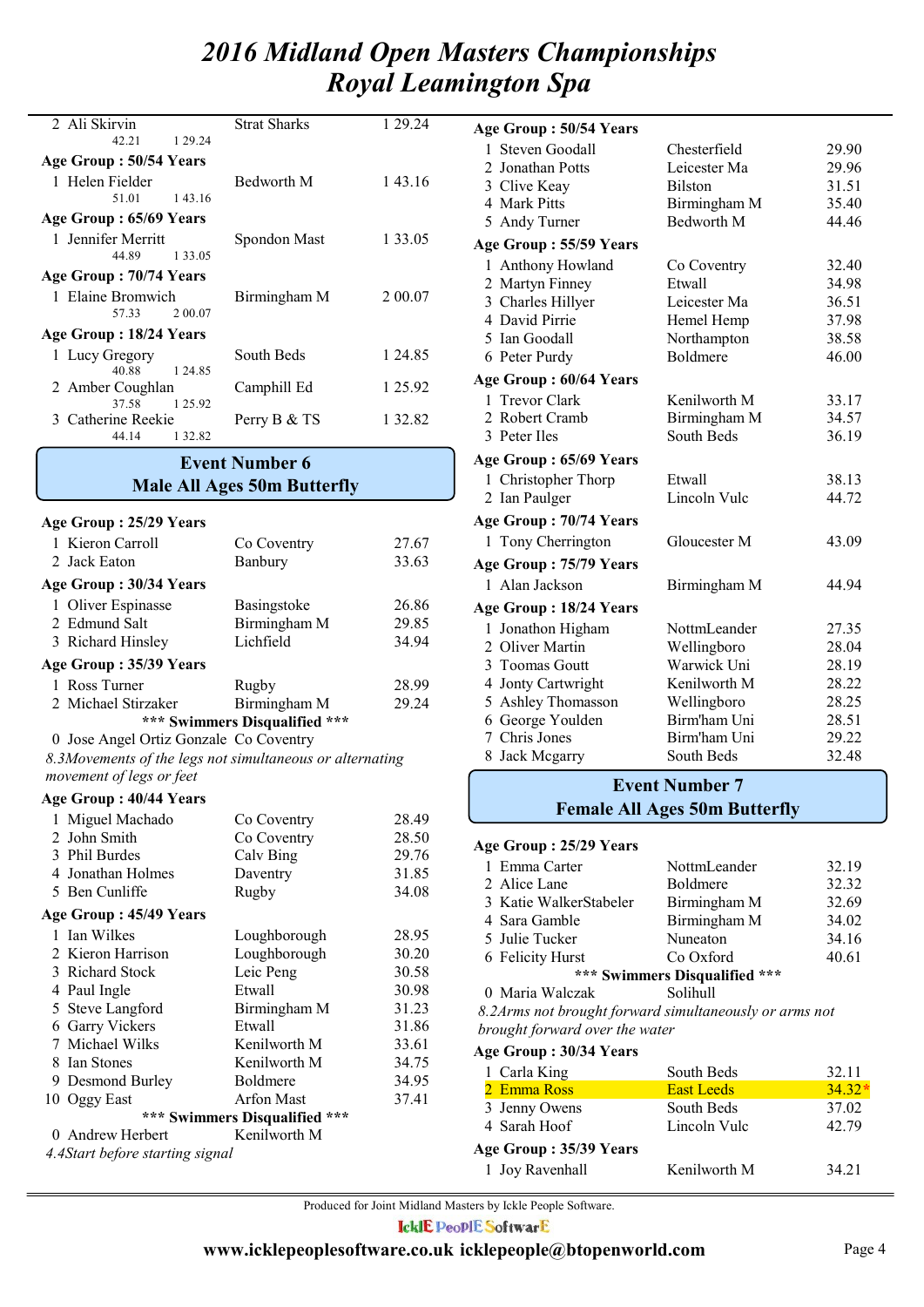# 2016 Midland Open Masters Championships
# Royal Leamington Spa

| | | | |
|---|---|---|---|
| 2 | Ali Skirvin | Strat Sharks | 1 29.24 |
| | 42.21 1 29.24 | | |

**Age Group : 50/54 Years**

| | | | |
|---|---|---|---|
| 1 | Helen Fielder | Bedworth M | 1 43.16 |
| | 51.01 1 43.16 | | |

**Age Group : 65/69 Years**

| | | | |
|---|---|---|---|
| 1 | Jennifer Merritt | Spondon Mast | 1 33.05 |
| | 44.89 1 33.05 | | |

**Age Group : 70/74 Years**

| | | | |
|---|---|---|---|
| 1 | Elaine Bromwich | Birmingham M | 2 00.07 |
| | 57.33 2 00.07 | | |

**Age Group : 18/24 Years**

| | | | |
|---|---|---|---|
| 1 | Lucy Gregory | South Beds | 1 24.85 |
| | 40.88 1 24.85 | | |
| 2 | Amber Coughlan | Camphill Ed | 1 25.92 |
| | 37.58 1 25.92 | | |
| 3 | Catherine Reekie | Perry B & TS | 1 32.82 |
| | 44.14 1 32.82 | | |

## Event Number 6
## Male All Ages 50m Butterfly

**Age Group : 25/29 Years**

| | | | |
|---|---|---|---|
| 1 | Kieron Carroll | Co Coventry | 27.67 |
| 2 | Jack Eaton | Banbury | 33.63 |

**Age Group : 30/34 Years**

| | | | |
|---|---|---|---|
| 1 | Oliver Espinasse | Basingstoke | 26.86 |
| 2 | Edmund Salt | Birmingham M | 29.85 |
| 3 | Richard Hinsley | Lichfield | 34.94 |

**Age Group : 35/39 Years**

| | | | |
|---|---|---|---|
| 1 | Ross Turner | Rugby | 28.99 |
| 2 | Michael Stirzaker | Birmingham M | 29.24 |

**\*\*\* Swimmers Disqualified \*\*\***

| | | | |
|---|---|---|---|
| 0 | Jose Angel Ortiz Gonzale | Co Coventry | |

*8.3Movements of the legs not simultaneous or alternating movement of legs or feet*

**Age Group : 40/44 Years**

| | | | |
|---|---|---|---|
| 1 | Miguel Machado | Co Coventry | 28.49 |
| 2 | John Smith | Co Coventry | 28.50 |
| 3 | Phil Burdes | Calv Bing | 29.76 |
| 4 | Jonathan Holmes | Daventry | 31.85 |
| 5 | Ben Cunliffe | Rugby | 34.08 |

**Age Group : 45/49 Years**

| | | | |
|---|---|---|---|
| 1 | Ian Wilkes | Loughborough | 28.95 |
| 2 | Kieron Harrison | Loughborough | 30.20 |
| 3 | Richard Stock | Leic Peng | 30.58 |
| 4 | Paul Ingle | Etwall | 30.98 |
| 5 | Steve Langford | Birmingham M | 31.23 |
| 6 | Garry Vickers | Etwall | 31.86 |
| 7 | Michael Wilks | Kenilworth M | 33.61 |
| 8 | Ian Stones | Kenilworth M | 34.75 |
| 9 | Desmond Burley | Boldmere | 34.95 |
| 10 | Oggy East | Arfon Mast | 37.41 |

**\*\*\* Swimmers Disqualified \*\*\***

| | | | |
|---|---|---|---|
| 0 | Andrew Herbert | Kenilworth M | |

*4.4Start before starting signal*

**Age Group : 50/54 Years**

| | | | |
|---|---|---|---|
| 1 | Steven Goodall | Chesterfield | 29.90 |
| 2 | Jonathan Potts | Leicester Ma | 29.96 |
| 3 | Clive Keay | Bilston | 31.51 |
| 4 | Mark Pitts | Birmingham M | 35.40 |
| 5 | Andy Turner | Bedworth M | 44.46 |

**Age Group : 55/59 Years**

| | | | |
|---|---|---|---|
| 1 | Anthony Howland | Co Coventry | 32.40 |
| 2 | Martyn Finney | Etwall | 34.98 |
| 3 | Charles Hillyer | Leicester Ma | 36.51 |
| 4 | David Pirrie | Hemel Hemp | 37.98 |
| 5 | Ian Goodall | Northampton | 38.58 |
| 6 | Peter Purdy | Boldmere | 46.00 |

**Age Group : 60/64 Years**

| | | | |
|---|---|---|---|
| 1 | Trevor Clark | Kenilworth M | 33.17 |
| 2 | Robert Cramb | Birmingham M | 34.57 |
| 3 | Peter Iles | South Beds | 36.19 |

**Age Group : 65/69 Years**

| | | | |
|---|---|---|---|
| 1 | Christopher Thorp | Etwall | 38.13 |
| 2 | Ian Paulger | Lincoln Vulc | 44.72 |

**Age Group : 70/74 Years**

| | | | |
|---|---|---|---|
| 1 | Tony Cherrington | Gloucester M | 43.09 |

**Age Group : 75/79 Years**

| | | | |
|---|---|---|---|
| 1 | Alan Jackson | Birmingham M | 44.94 |

**Age Group : 18/24 Years**

| | | | |
|---|---|---|---|
| 1 | Jonathon Higham | NottmLeander | 27.35 |
| 2 | Oliver Martin | Wellingboro | 28.04 |
| 3 | Toomas Goutt | Warwick Uni | 28.19 |
| 4 | Jonty Cartwright | Kenilworth M | 28.22 |
| 5 | Ashley Thomasson | Wellingboro | 28.25 |
| 6 | George Youlden | Birm'ham Uni | 28.51 |
| 7 | Chris Jones | Birm'ham Uni | 29.22 |
| 8 | Jack Mcgarry | South Beds | 32.48 |

## Event Number 7
## Female All Ages 50m Butterfly

**Age Group : 25/29 Years**

| | | | |
|---|---|---|---|
| 1 | Emma Carter | NottmLeander | 32.19 |
| 2 | Alice Lane | Boldmere | 32.32 |
| 3 | Katie WalkerStabeler | Birmingham M | 32.69 |
| 4 | Sara Gamble | Birmingham M | 34.02 |
| 5 | Julie Tucker | Nuneaton | 34.16 |
| 6 | Felicity Hurst | Co Oxford | 40.61 |

**\*\*\* Swimmers Disqualified \*\*\***

| | | | |
|---|---|---|---|
| 0 | Maria Walczak | Solihull | |

*8.2Arms not brought forward simultaneously or arms not brought forward over the water*

**Age Group : 30/34 Years**

| | | | |
|---|---|---|---|
| 1 | Carla King | South Beds | 32.11 |
| 2 | Emma Ross | East Leeds | 34.32* |
| 3 | Jenny Owens | South Beds | 37.02 |
| 4 | Sarah Hoof | Lincoln Vulc | 42.79 |

**Age Group : 35/39 Years**

| | | | |
|---|---|---|---|
| 1 | Joy Ravenhall | Kenilworth M | 34.21 |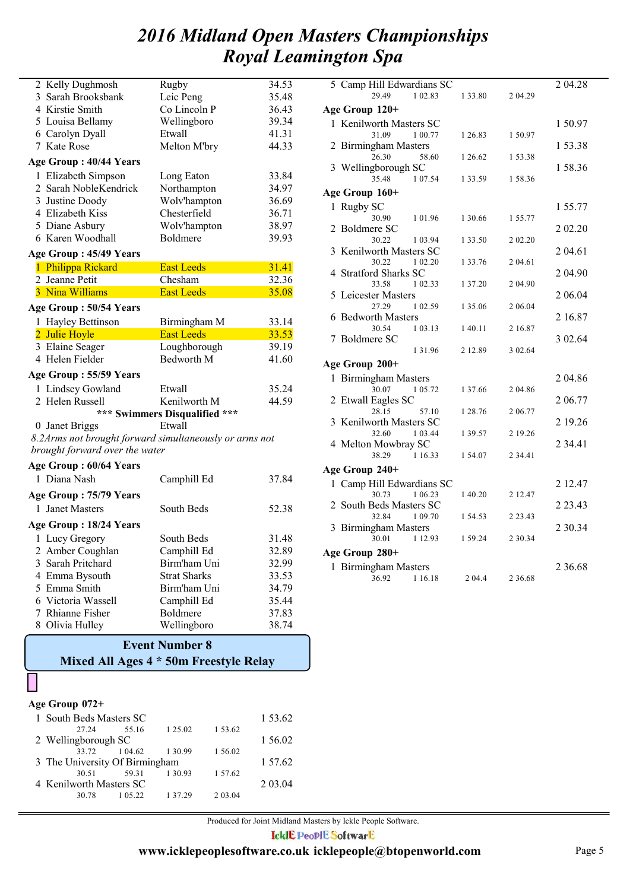# 2016 Midland Open Masters Championships
# Royal Leamington Spa

| | | | |
|---|---|---|---|
| 2 | Kelly Dughmosh | Rugby | 34.53 |
| 3 | Sarah Brooksbank | Leic Peng | 35.48 |
| 4 | Kirstie Smith | Co Lincoln P | 36.43 |
| 5 | Louisa Bellamy | Wellingboro | 39.34 |
| 6 | Carolyn Dyall | Etwall | 41.31 |
| 7 | Kate Rose | Melton M'bry | 44.33 |

**Age Group : 40/44 Years**

| | | | |
|---|---|---|---|
| 1 | Elizabeth Simpson | Long Eaton | 33.84 |
| 2 | Sarah NobleKendrick | Northampton | 34.97 |
| 3 | Justine Doody | Wolv'hampton | 36.69 |
| 4 | Elizabeth Kiss | Chesterfield | 36.71 |
| 5 | Diane Asbury | Wolv'hampton | 38.97 |
| 6 | Karen Woodhall | Boldmere | 39.93 |

**Age Group : 45/49 Years**

| | | | |
|---|---|---|---|
| 1 | Philippa Rickard | East Leeds | 31.41 |
| 2 | Jeanne Petit | Chesham | 32.36 |
| 3 | Nina Williams | East Leeds | 35.08 |

**Age Group : 50/54 Years**

| | | | |
|---|---|---|---|
| 1 | Hayley Bettinson | Birmingham M | 33.14 |
| 2 | Julie Hoyle | East Leeds | 33.53 |
| 3 | Elaine Seager | Loughborough | 39.19 |
| 4 | Helen Fielder | Bedworth M | 41.60 |

**Age Group : 55/59 Years**

| | | | |
|---|---|---|---|
| 1 | Lindsey Gowland | Etwall | 35.24 |
| 2 | Helen Russell | Kenilworth M | 44.59 |

**\*\*\* Swimmers Disqualified \*\*\***

| | | | |
|---|---|---|---|
| 0 | Janet Briggs | Etwall | |

*8.2Arms not brought forward simultaneously or arms not brought forward over the water*

**Age Group : 60/64 Years**

| | | | |
|---|---|---|---|
| 1 | Diana Nash | Camphill Ed | 37.84 |

**Age Group : 75/79 Years**

| | | | |
|---|---|---|---|
| 1 | Janet Masters | South Beds | 52.38 |

**Age Group : 18/24 Years**

| | | | |
|---|---|---|---|
| 1 | Lucy Gregory | South Beds | 31.48 |
| 2 | Amber Coughlan | Camphill Ed | 32.89 |
| 3 | Sarah Pritchard | Birm'ham Uni | 32.99 |
| 4 | Emma Bysouth | Strat Sharks | 33.53 |
| 5 | Emma Smith | Birm'ham Uni | 34.79 |
| 6 | Victoria Wassell | Camphill Ed | 35.44 |
| 7 | Rhianne Fisher | Boldmere | 37.83 |
| 8 | Olivia Hulley | Wellingboro | 38.74 |

## Event Number 8
## Mixed All Ages 4 * 50m Freestyle Relay

**Age Group 072+**

| | Team | 50m | 100m | 150m | 200m | Time |
|---|---|---|---|---|---|---|
| 1 | South Beds Masters SC | 27.24 | 55.16 | 1 25.02 | 1 53.62 | 1 53.62 |
| 2 | Wellingborough SC | 33.72 | 1 04.62 | 1 30.99 | 1 56.02 | 1 56.02 |
| 3 | The University Of Birmingham | 30.51 | 59.31 | 1 30.93 | 1 57.62 | 1 57.62 |
| 4 | Kenilworth Masters SC | 30.78 | 1 05.22 | 1 37.29 | 2 03.04 | 2 03.04 |
| 5 | Camp Hill Edwardians SC | 29.49 | 1 02.83 | 1 33.80 | 2 04.29 | 2 04.28 |

**Age Group 120+**

| | Team | 50m | 100m | 150m | 200m | Time |
|---|---|---|---|---|---|---|
| 1 | Kenilworth Masters SC | 31.09 | 1 00.77 | 1 26.83 | 1 50.97 | 1 50.97 |
| 2 | Birmingham Masters | 26.30 | 58.60 | 1 26.62 | 1 53.38 | 1 53.38 |
| 3 | Wellingborough SC | 35.48 | 1 07.54 | 1 33.59 | 1 58.36 | 1 58.36 |

**Age Group 160+**

| | Team | 50m | 100m | 150m | 200m | Time |
|---|---|---|---|---|---|---|
| 1 | Rugby SC | 30.90 | 1 01.96 | 1 30.66 | 1 55.77 | 1 55.77 |
| 2 | Boldmere SC | 30.22 | 1 03.94 | 1 33.50 | 2 02.20 | 2 02.20 |
| 3 | Kenilworth Masters SC | 30.22 | 1 02.20 | 1 33.76 | 2 04.61 | 2 04.61 |
| 4 | Stratford Sharks SC | 33.58 | 1 02.33 | 1 37.20 | 2 04.90 | 2 04.90 |
| 5 | Leicester Masters | 27.29 | 1 02.59 | 1 35.06 | 2 06.04 | 2 06.04 |
| 6 | Bedworth Masters | 30.54 | 1 03.13 | 1 40.11 | 2 16.87 | 2 16.87 |
| 7 | Boldmere SC | | 1 31.96 | 2 12.89 | 3 02.64 | 3 02.64 |

**Age Group 200+**

| | Team | 50m | 100m | 150m | 200m | Time |
|---|---|---|---|---|---|---|
| 1 | Birmingham Masters | 30.07 | 1 05.72 | 1 37.66 | 2 04.86 | 2 04.86 |
| 2 | Etwall Eagles SC | 28.15 | 57.10 | 1 28.76 | 2 06.77 | 2 06.77 |
| 3 | Kenilworth Masters SC | 32.60 | 1 03.44 | 1 39.57 | 2 19.26 | 2 19.26 |
| 4 | Melton Mowbray SC | 38.29 | 1 16.33 | 1 54.07 | 2 34.41 | 2 34.41 |

**Age Group 240+**

| | Team | 50m | 100m | 150m | 200m | Time |
|---|---|---|---|---|---|---|
| 1 | Camp Hill Edwardians SC | 30.73 | 1 06.23 | 1 40.20 | 2 12.47 | 2 12.47 |
| 2 | South Beds Masters SC | 32.84 | 1 09.70 | 1 54.53 | 2 23.43 | 2 23.43 |
| 3 | Birmingham Masters | 30.01 | 1 12.93 | 1 59.24 | 2 30.34 | 2 30.34 |

**Age Group 280+**

| | Team | 50m | 100m | 150m | 200m | Time |
|---|---|---|---|---|---|---|
| 1 | Birmingham Masters | 36.92 | 1 16.18 | 2 04.4 | 2 36.68 | 2 36.68 |

Produced for Joint Midland Masters by Ickle People Software.

IcklE PeoplE SoftwarE

**www.icklepeoplesoftware.co.uk icklepeople@btopenworld.com**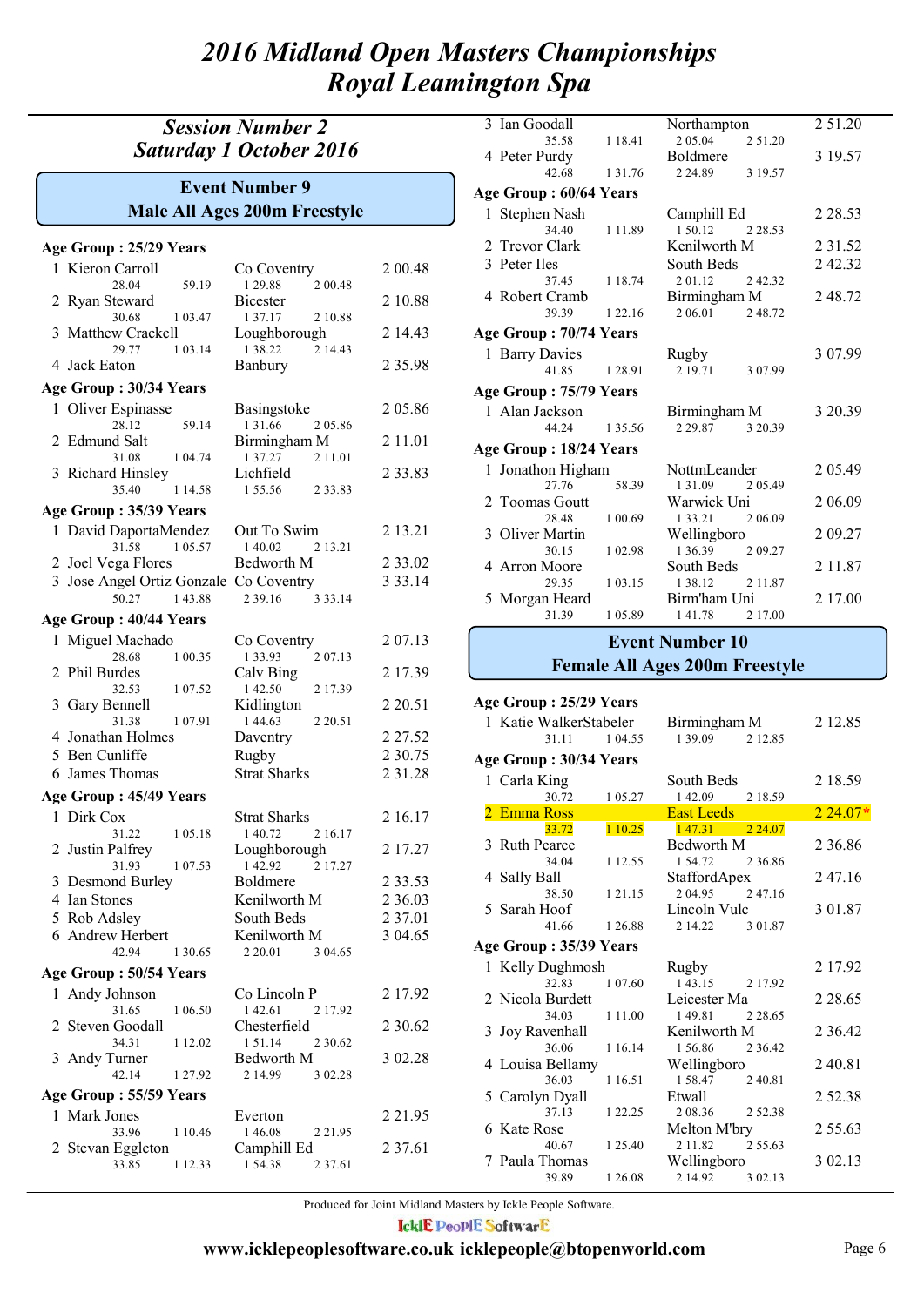# 2016 Midland Open Masters Championships
# Royal Leamington Spa

## Session Number 2
## Saturday 1 October 2016

### Event Number 9
### Male All Ages 200m Freestyle

**Age Group : 25/29 Years**

| Place | Name | Club | Time |
|---|---|---|---|
| 1 | Kieron Carroll | Co Coventry | 2 00.48 |
| | 28.04 · 59.19 · 1 29.88 · 2 00.48 | | |
| 2 | Ryan Steward | Bicester | 2 10.88 |
| | 30.68 · 1 03.47 · 1 37.17 · 2 10.88 | | |
| 3 | Matthew Crackell | Loughborough | 2 14.43 |
| | 29.77 · 1 03.14 · 1 38.22 · 2 14.43 | | |
| 4 | Jack Eaton | Banbury | 2 35.98 |

**Age Group : 30/34 Years**

| Place | Name | Club | Time |
|---|---|---|---|
| 1 | Oliver Espinasse | Basingstoke | 2 05.86 |
| | 28.12 · 59.14 · 1 31.66 · 2 05.86 | | |
| 2 | Edmund Salt | Birmingham M | 2 11.01 |
| | 31.08 · 1 04.74 · 1 37.27 · 2 11.01 | | |
| 3 | Richard Hinsley | Lichfield | 2 33.83 |
| | 35.40 · 1 14.58 · 1 55.56 · 2 33.83 | | |

**Age Group : 35/39 Years**

| Place | Name | Club | Time |
|---|---|---|---|
| 1 | David DaportaMendez | Out To Swim | 2 13.21 |
| | 31.58 · 1 05.57 · 1 40.02 · 2 13.21 | | |
| 2 | Joel Vega Flores | Bedworth M | 2 33.02 |
| 3 | Jose Angel Ortiz Gonzale | Co Coventry | 3 33.14 |
| | 50.27 · 1 43.88 · 2 39.16 · 3 33.14 | | |

**Age Group : 40/44 Years**

| Place | Name | Club | Time |
|---|---|---|---|
| 1 | Miguel Machado | Co Coventry | 2 07.13 |
| | 28.68 · 1 00.35 · 1 33.93 · 2 07.13 | | |
| 2 | Phil Burdes | Calv Bing | 2 17.39 |
| | 32.53 · 1 07.52 · 1 42.50 · 2 17.39 | | |
| 3 | Gary Bennell | Kidlington | 2 20.51 |
| | 31.38 · 1 07.91 · 1 44.63 · 2 20.51 | | |
| 4 | Jonathan Holmes | Daventry | 2 27.52 |
| 5 | Ben Cunliffe | Rugby | 2 30.75 |
| 6 | James Thomas | Strat Sharks | 2 31.28 |

**Age Group : 45/49 Years**

| Place | Name | Club | Time |
|---|---|---|---|
| 1 | Dirk Cox | Strat Sharks | 2 16.17 |
| | 31.22 · 1 05.18 · 1 40.72 · 2 16.17 | | |
| 2 | Justin Palfrey | Loughborough | 2 17.27 |
| | 31.93 · 1 07.53 · 1 42.92 · 2 17.27 | | |
| 3 | Desmond Burley | Boldmere | 2 33.53 |
| 4 | Ian Stones | Kenilworth M | 2 36.03 |
| 5 | Rob Adsley | South Beds | 2 37.01 |
| 6 | Andrew Herbert | Kenilworth M | 3 04.65 |
| | 42.94 · 1 30.65 · 2 20.01 · 3 04.65 | | |

**Age Group : 50/54 Years**

| Place | Name | Club | Time |
|---|---|---|---|
| 1 | Andy Johnson | Co Lincoln P | 2 17.92 |
| | 31.65 · 1 06.50 · 1 42.61 · 2 17.92 | | |
| 2 | Steven Goodall | Chesterfield | 2 30.62 |
| | 34.31 · 1 12.02 · 1 51.14 · 2 30.62 | | |
| 3 | Andy Turner | Bedworth M | 3 02.28 |
| | 42.14 · 1 27.92 · 2 14.99 · 3 02.28 | | |

**Age Group : 55/59 Years**

| Place | Name | Club | Time |
|---|---|---|---|
| 1 | Mark Jones | Everton | 2 21.95 |
| | 33.96 · 1 10.46 · 1 46.08 · 2 21.95 | | |
| 2 | Stevan Eggleton | Camphill Ed | 2 37.61 |
| | 33.85 · 1 12.33 · 1 54.38 · 2 37.61 | | |
| 3 | Ian Goodall | Northampton | 2 51.20 |
| | 35.58 · 1 18.41 · 2 05.04 · 2 51.20 | | |
| 4 | Peter Purdy | Boldmere | 3 19.57 |
| | 42.68 · 1 31.76 · 2 24.89 · 3 19.57 | | |

**Age Group : 60/64 Years**

| Place | Name | Club | Time |
|---|---|---|---|
| 1 | Stephen Nash | Camphill Ed | 2 28.53 |
| | 34.40 · 1 11.89 · 1 50.12 · 2 28.53 | | |
| 2 | Trevor Clark | Kenilworth M | 2 31.52 |
| 3 | Peter Iles | South Beds | 2 42.32 |
| | 37.45 · 1 18.74 · 2 01.12 · 2 42.32 | | |
| 4 | Robert Cramb | Birmingham M | 2 48.72 |
| | 39.39 · 1 22.16 · 2 06.01 · 2 48.72 | | |

**Age Group : 70/74 Years**

| Place | Name | Club | Time |
|---|---|---|---|
| 1 | Barry Davies | Rugby | 3 07.99 |
| | 41.85 · 1 28.91 · 2 19.71 · 3 07.99 | | |

**Age Group : 75/79 Years**

| Place | Name | Club | Time |
|---|---|---|---|
| 1 | Alan Jackson | Birmingham M | 3 20.39 |
| | 44.24 · 1 35.56 · 2 29.87 · 3 20.39 | | |

**Age Group : 18/24 Years**

| Place | Name | Club | Time |
|---|---|---|---|
| 1 | Jonathon Higham | NottmLeander | 2 05.49 |
| | 27.76 · 58.39 · 1 31.09 · 2 05.49 | | |
| 2 | Toomas Goutt | Warwick Uni | 2 06.09 |
| | 28.48 · 1 00.69 · 1 33.21 · 2 06.09 | | |
| 3 | Oliver Martin | Wellingboro | 2 09.27 |
| | 30.15 · 1 02.98 · 1 36.39 · 2 09.27 | | |
| 4 | Arron Moore | South Beds | 2 11.87 |
| | 29.35 · 1 03.15 · 1 38.12 · 2 11.87 | | |
| 5 | Morgan Heard | Birm'ham Uni | 2 17.00 |
| | 31.39 · 1 05.89 · 1 41.78 · 2 17.00 | | |

### Event Number 10
### Female All Ages 200m Freestyle

**Age Group : 25/29 Years**

| Place | Name | Club | Time |
|---|---|---|---|
| 1 | Katie WalkerStabeler | Birmingham M | 2 12.85 |
| | 31.11 · 1 04.55 · 1 39.09 · 2 12.85 | | |

**Age Group : 30/34 Years**

| Place | Name | Club | Time |
|---|---|---|---|
| 1 | Carla King | South Beds | 2 18.59 |
| | 30.72 · 1 05.27 · 1 42.09 · 2 18.59 | | |
| 2 | Emma Ross | East Leeds | 2 24.07* |
| | 33.72 · 1 10.25 · 1 47.31 · 2 24.07 | | |
| 3 | Ruth Pearce | Bedworth M | 2 36.86 |
| | 34.04 · 1 12.55 · 1 54.72 · 2 36.86 | | |
| 4 | Sally Ball | StaffordApex | 2 47.16 |
| | 38.50 · 1 21.15 · 2 04.95 · 2 47.16 | | |
| 5 | Sarah Hoof | Lincoln Vulc | 3 01.87 |
| | 41.66 · 1 26.88 · 2 14.22 · 3 01.87 | | |

**Age Group : 35/39 Years**

| Place | Name | Club | Time |
|---|---|---|---|
| 1 | Kelly Dughmosh | Rugby | 2 17.92 |
| | 32.83 · 1 07.60 · 1 43.15 · 2 17.92 | | |
| 2 | Nicola Burdett | Leicester Ma | 2 28.65 |
| | 34.03 · 1 11.00 · 1 49.81 · 2 28.65 | | |
| 3 | Joy Ravenhall | Kenilworth M | 2 36.42 |
| | 36.06 · 1 16.14 · 1 56.86 · 2 36.42 | | |
| 4 | Louisa Bellamy | Wellingboro | 2 40.81 |
| | 36.03 · 1 16.51 · 1 58.47 · 2 40.81 | | |
| 5 | Carolyn Dyall | Etwall | 2 52.38 |
| | 37.13 · 1 22.25 · 2 08.36 · 2 52.38 | | |
| 6 | Kate Rose | Melton M'bry | 2 55.63 |
| | 40.67 · 1 25.40 · 2 11.82 · 2 55.63 | | |
| 7 | Paula Thomas | Wellingboro | 3 02.13 |
| | 39.89 · 1 26.08 · 2 14.92 · 3 02.13 | | |

Produced for Joint Midland Masters by Ickle People Software.

IcklE PeoplE SoftwarE

www.icklepeoplesoftware.co.uk icklepeople@btopenworld.com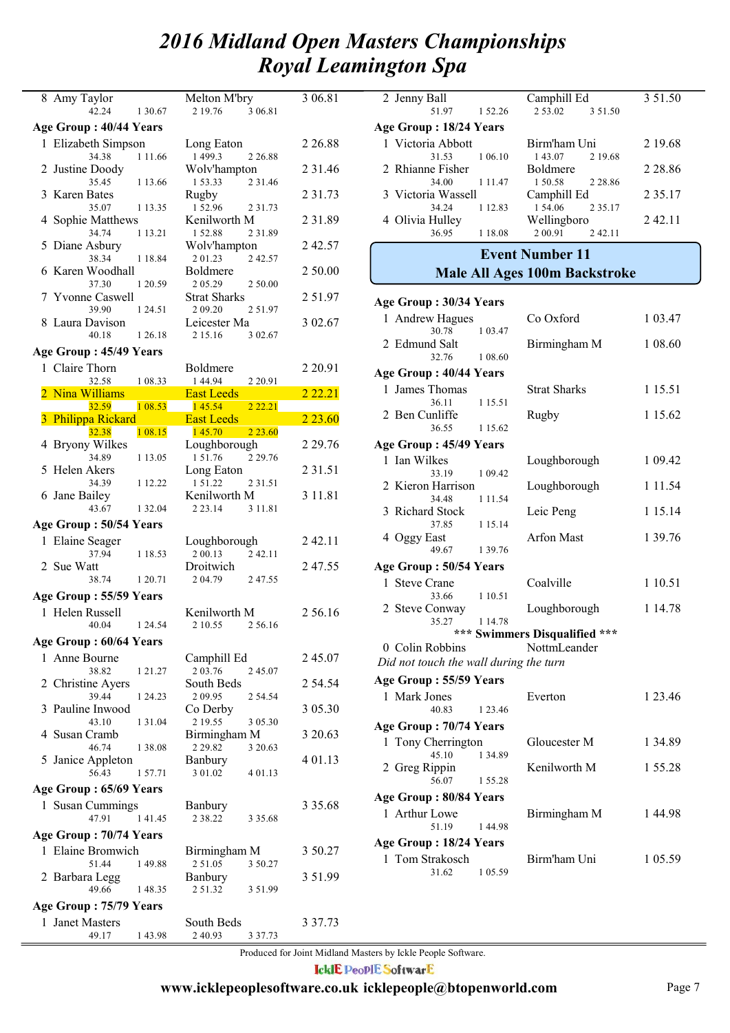# 2016 Midland Open Masters Championships
# Royal Leamington Spa

| Place | Name | Club | Time |
|---|---|---|---|
| 8 | Amy Taylor | Melton M'bry | 3 06.81 |
| | 42.24 / 1 30.67 / 2 19.76 / 3 06.81 | | |

**Age Group : 40/44 Years**

| Place | Name | Club | Time |
|---|---|---|---|
| 1 | Elizabeth Simpson | Long Eaton | 2 26.88 |
| | 34.38 / 1 11.66 / 1 499.3 / 2 26.88 | | |
| 2 | Justine Doody | Wolv'hampton | 2 31.46 |
| | 35.45 / 1 13.66 / 1 53.33 / 2 31.46 | | |
| 3 | Karen Bates | Rugby | 2 31.73 |
| | 35.07 / 1 13.35 / 1 52.96 / 2 31.73 | | |
| 4 | Sophie Matthews | Kenilworth M | 2 31.89 |
| | 34.74 / 1 13.21 / 1 52.88 / 2 31.89 | | |
| 5 | Diane Asbury | Wolv'hampton | 2 42.57 |
| | 38.34 / 1 18.84 / 2 01.23 / 2 42.57 | | |
| 6 | Karen Woodhall | Boldmere | 2 50.00 |
| | 37.30 / 1 20.59 / 2 05.29 / 2 50.00 | | |
| 7 | Yvonne Caswell | Strat Sharks | 2 51.97 |
| | 39.90 / 1 24.51 / 2 09.20 / 2 51.97 | | |
| 8 | Laura Davison | Leicester Ma | 3 02.67 |
| | 40.18 / 1 26.18 / 2 15.16 / 3 02.67 | | |

**Age Group : 45/49 Years**

| Place | Name | Club | Time |
|---|---|---|---|
| 1 | Claire Thorn | Boldmere | 2 20.91 |
| | 32.58 / 1 08.33 / 1 44.94 / 2 20.91 | | |
| 2 | Nina Williams | East Leeds | 2 22.21 |
| | 32.59 / 1 08.53 / 1 45.54 / 2 22.21 | | |
| 3 | Philippa Rickard | East Leeds | 2 23.60 |
| | 32.38 / 1 08.15 / 1 45.70 / 2 23.60 | | |
| 4 | Bryony Wilkes | Loughborough | 2 29.76 |
| | 34.89 / 1 13.05 / 1 51.76 / 2 29.76 | | |
| 5 | Helen Akers | Long Eaton | 2 31.51 |
| | 34.39 / 1 12.22 / 1 51.22 / 2 31.51 | | |
| 6 | Jane Bailey | Kenilworth M | 3 11.81 |
| | 43.67 / 1 32.04 / 2 23.14 / 3 11.81 | | |

**Age Group : 50/54 Years**

| Place | Name | Club | Time |
|---|---|---|---|
| 1 | Elaine Seager | Loughborough | 2 42.11 |
| | 37.94 / 1 18.53 / 2 00.13 / 2 42.11 | | |
| 2 | Sue Watt | Droitwich | 2 47.55 |
| | 38.74 / 1 20.71 / 2 04.79 / 2 47.55 | | |

**Age Group : 55/59 Years**

| Place | Name | Club | Time |
|---|---|---|---|
| 1 | Helen Russell | Kenilworth M | 2 56.16 |
| | 40.04 / 1 24.54 / 2 10.55 / 2 56.16 | | |

**Age Group : 60/64 Years**

| Place | Name | Club | Time |
|---|---|---|---|
| 1 | Anne Bourne | Camphill Ed | 2 45.07 |
| | 38.82 / 1 21.27 / 2 03.76 / 2 45.07 | | |
| 2 | Christine Ayers | South Beds | 2 54.54 |
| | 39.44 / 1 24.23 / 2 09.95 / 2 54.54 | | |
| 3 | Pauline Inwood | Co Derby | 3 05.30 |
| | 43.10 / 1 31.04 / 2 19.55 / 3 05.30 | | |
| 4 | Susan Cramb | Birmingham M | 3 20.63 |
| | 46.74 / 1 38.08 / 2 29.82 / 3 20.63 | | |
| 5 | Janice Appleton | Banbury | 4 01.13 |
| | 56.43 / 1 57.71 / 3 01.02 / 4 01.13 | | |

**Age Group : 65/69 Years**

| Place | Name | Club | Time |
|---|---|---|---|
| 1 | Susan Cummings | Banbury | 3 35.68 |
| | 47.91 / 1 41.45 / 2 38.22 / 3 35.68 | | |

**Age Group : 70/74 Years**

| Place | Name | Club | Time |
|---|---|---|---|
| 1 | Elaine Bromwich | Birmingham M | 3 50.27 |
| | 51.44 / 1 49.88 / 2 51.05 / 3 50.27 | | |
| 2 | Barbara Legg | Banbury | 3 51.99 |
| | 49.66 / 1 48.35 / 2 51.32 / 3 51.99 | | |

**Age Group : 75/79 Years**

| Place | Name | Club | Time |
|---|---|---|---|
| 1 | Janet Masters | South Beds | 3 37.73 |
| | 49.17 / 1 43.98 / 2 40.93 / 3 37.73 | | |
| 2 | Jenny Ball | Camphill Ed | 3 51.50 |
| | 51.97 / 1 52.26 / 2 53.02 / 3 51.50 | | |

**Age Group : 18/24 Years**

| Place | Name | Club | Time |
|---|---|---|---|
| 1 | Victoria Abbott | Birm'ham Uni | 2 19.68 |
| | 31.53 / 1 06.10 / 1 43.07 / 2 19.68 | | |
| 2 | Rhianne Fisher | Boldmere | 2 28.86 |
| | 34.00 / 1 11.47 / 1 50.58 / 2 28.86 | | |
| 3 | Victoria Wassell | Camphill Ed | 2 35.17 |
| | 34.24 / 1 12.83 / 1 54.06 / 2 35.17 | | |
| 4 | Olivia Hulley | Wellingboro | 2 42.11 |
| | 36.95 / 1 18.08 / 2 00.91 / 2 42.11 | | |

## Event Number 11
## Male All Ages 100m Backstroke

**Age Group : 30/34 Years**

| Place | Name | Club | Time |
|---|---|---|---|
| 1 | Andrew Hagues | Co Oxford | 1 03.47 |
| | 30.78 / 1 03.47 | | |
| 2 | Edmund Salt | Birmingham M | 1 08.60 |
| | 32.76 / 1 08.60 | | |

**Age Group : 40/44 Years**

| Place | Name | Club | Time |
|---|---|---|---|
| 1 | James Thomas | Strat Sharks | 1 15.51 |
| | 36.11 / 1 15.51 | | |
| 2 | Ben Cunliffe | Rugby | 1 15.62 |
| | 36.55 / 1 15.62 | | |

**Age Group : 45/49 Years**

| Place | Name | Club | Time |
|---|---|---|---|
| 1 | Ian Wilkes | Loughborough | 1 09.42 |
| | 33.19 / 1 09.42 | | |
| 2 | Kieron Harrison | Loughborough | 1 11.54 |
| | 34.48 / 1 11.54 | | |
| 3 | Richard Stock | Leic Peng | 1 15.14 |
| | 37.85 / 1 15.14 | | |
| 4 | Oggy East | Arfon Mast | 1 39.76 |
| | 49.67 / 1 39.76 | | |

**Age Group : 50/54 Years**

| Place | Name | Club | Time |
|---|---|---|---|
| 1 | Steve Crane | Coalville | 1 10.51 |
| | 33.66 / 1 10.51 | | |
| 2 | Steve Conway | Loughborough | 1 14.78 |
| | 35.27 / 1 14.78 | | |

*** Swimmers Disqualified ***

| Place | Name | Club | Time |
|---|---|---|---|
| 0 | Colin Robbins | NottmLeander | |

*Did not touch the wall during the turn*

**Age Group : 55/59 Years**

| Place | Name | Club | Time |
|---|---|---|---|
| 1 | Mark Jones | Everton | 1 23.46 |
| | 40.83 / 1 23.46 | | |

**Age Group : 70/74 Years**

| Place | Name | Club | Time |
|---|---|---|---|
| 1 | Tony Cherrington | Gloucester M | 1 34.89 |
| | 45.10 / 1 34.89 | | |
| 2 | Greg Rippin | Kenilworth M | 1 55.28 |
| | 56.07 / 1 55.28 | | |

**Age Group : 80/84 Years**

| Place | Name | Club | Time |
|---|---|---|---|
| 1 | Arthur Lowe | Birmingham M | 1 44.98 |
| | 51.19 / 1 44.98 | | |

**Age Group : 18/24 Years**

| Place | Name | Club | Time |
|---|---|---|---|
| 1 | Tom Strakosch | Birm'ham Uni | 1 05.59 |
| | 31.62 / 1 05.59 | | |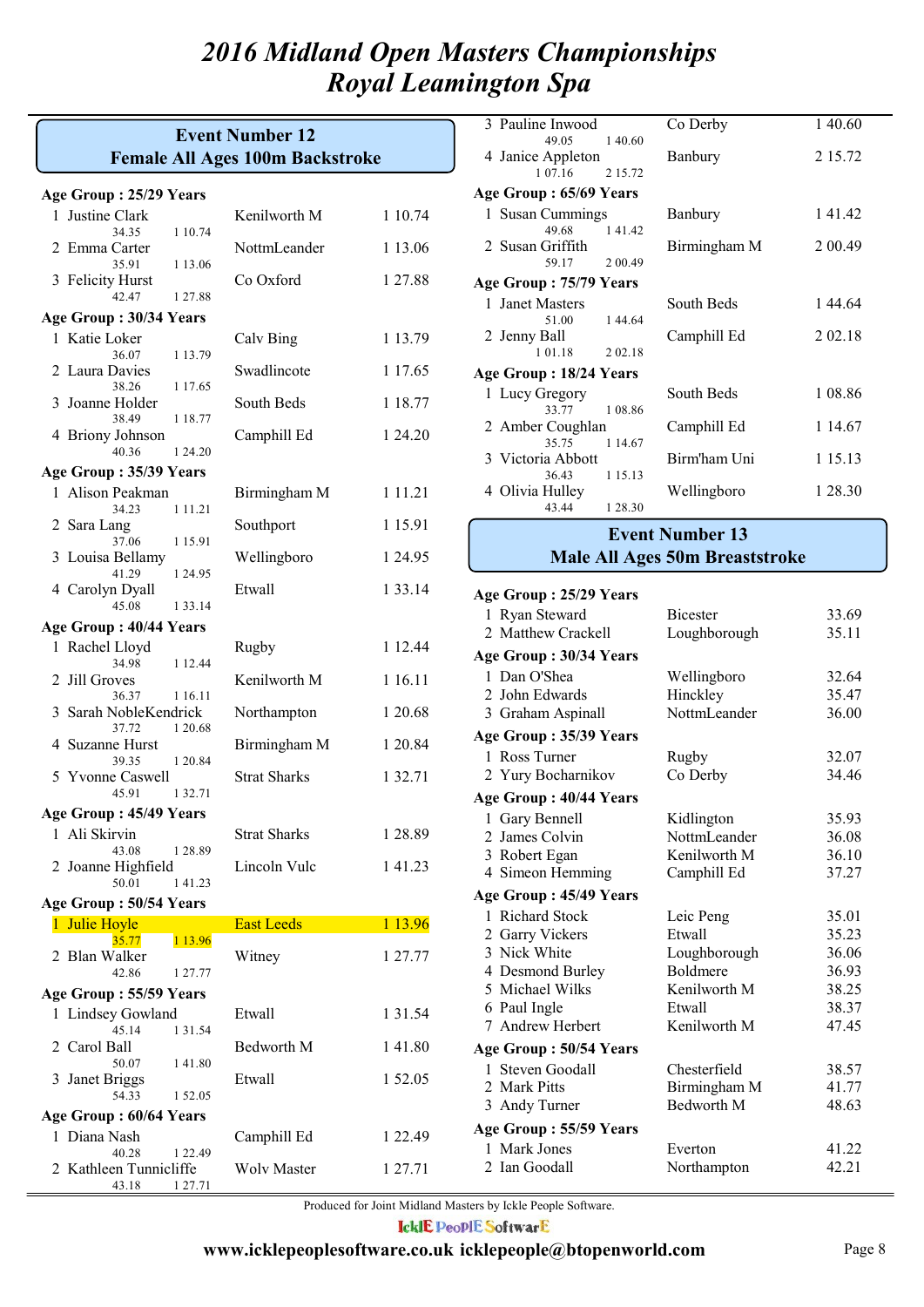# 2016 Midland Open Masters Championships
# Royal Leamington Spa

## Event Number 12
## Female All Ages 100m Backstroke

**Age Group : 25/29 Years**

| Place | Name | Club | Time |
|---|---|---|---|
| 1 | Justine Clark (34.35, 1 10.74) | Kenilworth M | 1 10.74 |
| 2 | Emma Carter (35.91, 1 13.06) | NottmLeander | 1 13.06 |
| 3 | Felicity Hurst (42.47, 1 27.88) | Co Oxford | 1 27.88 |

**Age Group : 30/34 Years**

| Place | Name | Club | Time |
|---|---|---|---|
| 1 | Katie Loker (36.07, 1 13.79) | Calv Bing | 1 13.79 |
| 2 | Laura Davies (38.26, 1 17.65) | Swadlincote | 1 17.65 |
| 3 | Joanne Holder (38.49, 1 18.77) | South Beds | 1 18.77 |
| 4 | Briony Johnson (40.36, 1 24.20) | Camphill Ed | 1 24.20 |

**Age Group : 35/39 Years**

| Place | Name | Club | Time |
|---|---|---|---|
| 1 | Alison Peakman (34.23, 1 11.21) | Birmingham M | 1 11.21 |
| 2 | Sara Lang (37.06, 1 15.91) | Southport | 1 15.91 |
| 3 | Louisa Bellamy (41.29, 1 24.95) | Wellingboro | 1 24.95 |
| 4 | Carolyn Dyall (45.08, 1 33.14) | Etwall | 1 33.14 |

**Age Group : 40/44 Years**

| Place | Name | Club | Time |
|---|---|---|---|
| 1 | Rachel Lloyd (34.98, 1 12.44) | Rugby | 1 12.44 |
| 2 | Jill Groves (36.37, 1 16.11) | Kenilworth M | 1 16.11 |
| 3 | Sarah NobleKendrick (37.72, 1 20.68) | Northampton | 1 20.68 |
| 4 | Suzanne Hurst (39.35, 1 20.84) | Birmingham M | 1 20.84 |
| 5 | Yvonne Caswell (45.91, 1 32.71) | Strat Sharks | 1 32.71 |

**Age Group : 45/49 Years**

| Place | Name | Club | Time |
|---|---|---|---|
| 1 | Ali Skirvin (43.08, 1 28.89) | Strat Sharks | 1 28.89 |
| 2 | Joanne Highfield (50.01, 1 41.23) | Lincoln Vulc | 1 41.23 |

**Age Group : 50/54 Years**

| Place | Name | Club | Time |
|---|---|---|---|
| 1 | Julie Hoyle (35.77, 1 13.96) | East Leeds | 1 13.96 |
| 2 | Blan Walker (42.86, 1 27.77) | Witney | 1 27.77 |

**Age Group : 55/59 Years**

| Place | Name | Club | Time |
|---|---|---|---|
| 1 | Lindsey Gowland (45.14, 1 31.54) | Etwall | 1 31.54 |
| 2 | Carol Ball (50.07, 1 41.80) | Bedworth M | 1 41.80 |
| 3 | Janet Briggs (54.33, 1 52.05) | Etwall | 1 52.05 |

**Age Group : 60/64 Years**

| Place | Name | Club | Time |
|---|---|---|---|
| 1 | Diana Nash (40.28, 1 22.49) | Camphill Ed | 1 22.49 |
| 2 | Kathleen Tunnicliffe (43.18, 1 27.71) | Wolv Master | 1 27.71 |
| 3 | Pauline Inwood (49.05, 1 40.60) | Co Derby | 1 40.60 |
| 4 | Janice Appleton (1 07.16, 2 15.72) | Banbury | 2 15.72 |

**Age Group : 65/69 Years**

| Place | Name | Club | Time |
|---|---|---|---|
| 1 | Susan Cummings (49.68, 1 41.42) | Banbury | 1 41.42 |
| 2 | Susan Griffith (59.17, 2 00.49) | Birmingham M | 2 00.49 |

**Age Group : 75/79 Years**

| Place | Name | Club | Time |
|---|---|---|---|
| 1 | Janet Masters (51.00, 1 44.64) | South Beds | 1 44.64 |
| 2 | Jenny Ball (1 01.18, 2 02.18) | Camphill Ed | 2 02.18 |

**Age Group : 18/24 Years**

| Place | Name | Club | Time |
|---|---|---|---|
| 1 | Lucy Gregory (33.77, 1 08.86) | South Beds | 1 08.86 |
| 2 | Amber Coughlan (35.75, 1 14.67) | Camphill Ed | 1 14.67 |
| 3 | Victoria Abbott (36.43, 1 15.13) | Birm'ham Uni | 1 15.13 |
| 4 | Olivia Hulley (43.44, 1 28.30) | Wellingboro | 1 28.30 |

## Event Number 13
## Male All Ages 50m Breaststroke

**Age Group : 25/29 Years**

| Place | Name | Club | Time |
|---|---|---|---|
| 1 | Ryan Steward | Bicester | 33.69 |
| 2 | Matthew Crackell | Loughborough | 35.11 |

**Age Group : 30/34 Years**

| Place | Name | Club | Time |
|---|---|---|---|
| 1 | Dan O'Shea | Wellingboro | 32.64 |
| 2 | John Edwards | Hinckley | 35.47 |
| 3 | Graham Aspinall | NottmLeander | 36.00 |

**Age Group : 35/39 Years**

| Place | Name | Club | Time |
|---|---|---|---|
| 1 | Ross Turner | Rugby | 32.07 |
| 2 | Yury Bocharnikov | Co Derby | 34.46 |

**Age Group : 40/44 Years**

| Place | Name | Club | Time |
|---|---|---|---|
| 1 | Gary Bennell | Kidlington | 35.93 |
| 2 | James Colvin | NottmLeander | 36.08 |
| 3 | Robert Egan | Kenilworth M | 36.10 |
| 4 | Simeon Hemming | Camphill Ed | 37.27 |

**Age Group : 45/49 Years**

| Place | Name | Club | Time |
|---|---|---|---|
| 1 | Richard Stock | Leic Peng | 35.01 |
| 2 | Garry Vickers | Etwall | 35.23 |
| 3 | Nick White | Loughborough | 36.06 |
| 4 | Desmond Burley | Boldmere | 36.93 |
| 5 | Michael Wilks | Kenilworth M | 38.25 |
| 6 | Paul Ingle | Etwall | 38.37 |
| 7 | Andrew Herbert | Kenilworth M | 47.45 |

**Age Group : 50/54 Years**

| Place | Name | Club | Time |
|---|---|---|---|
| 1 | Steven Goodall | Chesterfield | 38.57 |
| 2 | Mark Pitts | Birmingham M | 41.77 |
| 3 | Andy Turner | Bedworth M | 48.63 |

**Age Group : 55/59 Years**

| Place | Name | Club | Time |
|---|---|---|---|
| 1 | Mark Jones | Everton | 41.22 |
| 2 | Ian Goodall | Northampton | 42.21 |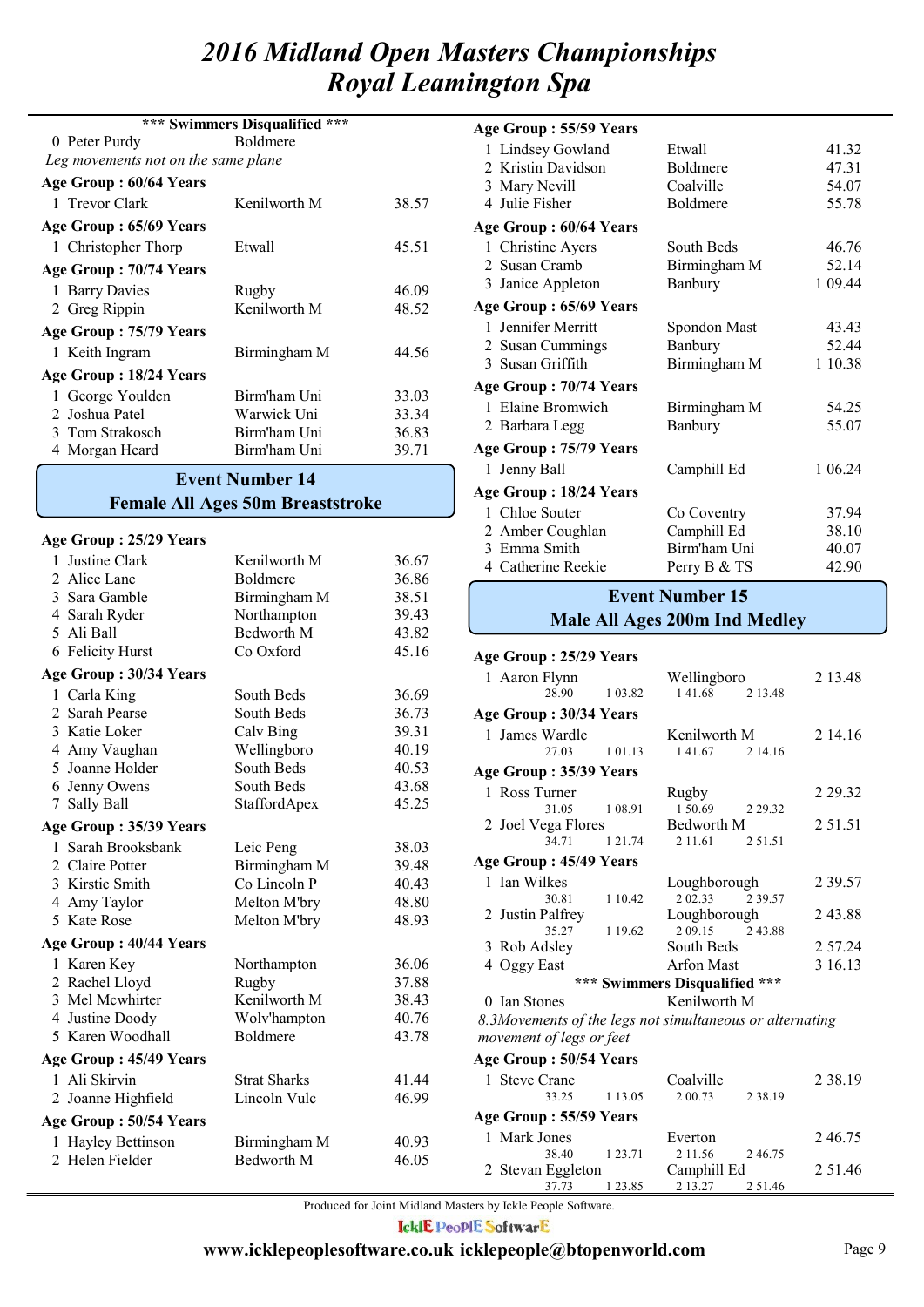# 2016 Midland Open Masters Championships
# Royal Leamington Spa

**\*\*\* Swimmers Disqualified \*\*\***

| | | |
|---|---|---|
| 0 Peter Purdy | Boldmere | |

*Leg movements not on the same plane*

**Age Group : 60/64 Years**

| | | |
|---|---|---|
| 1 Trevor Clark | Kenilworth M | 38.57 |

**Age Group : 65/69 Years**

| | | |
|---|---|---|
| 1 Christopher Thorp | Etwall | 45.51 |

**Age Group : 70/74 Years**

| | | |
|---|---|---|
| 1 Barry Davies | Rugby | 46.09 |
| 2 Greg Rippin | Kenilworth M | 48.52 |

**Age Group : 75/79 Years**

| | | |
|---|---|---|
| 1 Keith Ingram | Birmingham M | 44.56 |

**Age Group : 18/24 Years**

| | | |
|---|---|---|
| 1 George Youlden | Birm'ham Uni | 33.03 |
| 2 Joshua Patel | Warwick Uni | 33.34 |
| 3 Tom Strakosch | Birm'ham Uni | 36.83 |
| 4 Morgan Heard | Birm'ham Uni | 39.71 |

## Event Number 14
## Female All Ages 50m Breaststroke

**Age Group : 25/29 Years**

| | | |
|---|---|---|
| 1 Justine Clark | Kenilworth M | 36.67 |
| 2 Alice Lane | Boldmere | 36.86 |
| 3 Sara Gamble | Birmingham M | 38.51 |
| 4 Sarah Ryder | Northampton | 39.43 |
| 5 Ali Ball | Bedworth M | 43.82 |
| 6 Felicity Hurst | Co Oxford | 45.16 |

**Age Group : 30/34 Years**

| | | |
|---|---|---|
| 1 Carla King | South Beds | 36.69 |
| 2 Sarah Pearse | South Beds | 36.73 |
| 3 Katie Loker | Calv Bing | 39.31 |
| 4 Amy Vaughan | Wellingboro | 40.19 |
| 5 Joanne Holder | South Beds | 40.53 |
| 6 Jenny Owens | South Beds | 43.68 |
| 7 Sally Ball | StaffordApex | 45.25 |

**Age Group : 35/39 Years**

| | | |
|---|---|---|
| 1 Sarah Brooksbank | Leic Peng | 38.03 |
| 2 Claire Potter | Birmingham M | 39.48 |
| 3 Kirstie Smith | Co Lincoln P | 40.43 |
| 4 Amy Taylor | Melton M'bry | 48.80 |
| 5 Kate Rose | Melton M'bry | 48.93 |

**Age Group : 40/44 Years**

| | | |
|---|---|---|
| 1 Karen Key | Northampton | 36.06 |
| 2 Rachel Lloyd | Rugby | 37.88 |
| 3 Mel Mcwhirter | Kenilworth M | 38.43 |
| 4 Justine Doody | Wolv'hampton | 40.76 |
| 5 Karen Woodhall | Boldmere | 43.78 |

**Age Group : 45/49 Years**

| | | |
|---|---|---|
| 1 Ali Skirvin | Strat Sharks | 41.44 |
| 2 Joanne Highfield | Lincoln Vulc | 46.99 |

**Age Group : 50/54 Years**

| | | |
|---|---|---|
| 1 Hayley Bettinson | Birmingham M | 40.93 |
| 2 Helen Fielder | Bedworth M | 46.05 |

**Age Group : 55/59 Years**

| | | |
|---|---|---|
| 1 Lindsey Gowland | Etwall | 41.32 |
| 2 Kristin Davidson | Boldmere | 47.31 |
| 3 Mary Nevill | Coalville | 54.07 |
| 4 Julie Fisher | Boldmere | 55.78 |

**Age Group : 60/64 Years**

| | | |
|---|---|---|
| 1 Christine Ayers | South Beds | 46.76 |
| 2 Susan Cramb | Birmingham M | 52.14 |
| 3 Janice Appleton | Banbury | 1 09.44 |

**Age Group : 65/69 Years**

| | | |
|---|---|---|
| 1 Jennifer Merritt | Spondon Mast | 43.43 |
| 2 Susan Cummings | Banbury | 52.44 |
| 3 Susan Griffith | Birmingham M | 1 10.38 |

**Age Group : 70/74 Years**

| | | |
|---|---|---|
| 1 Elaine Bromwich | Birmingham M | 54.25 |
| 2 Barbara Legg | Banbury | 55.07 |

**Age Group : 75/79 Years**

| | | |
|---|---|---|
| 1 Jenny Ball | Camphill Ed | 1 06.24 |

**Age Group : 18/24 Years**

| | | |
|---|---|---|
| 1 Chloe Souter | Co Coventry | 37.94 |
| 2 Amber Coughlan | Camphill Ed | 38.10 |
| 3 Emma Smith | Birm'ham Uni | 40.07 |
| 4 Catherine Reekie | Perry B & TS | 42.90 |

## Event Number 15
## Male All Ages 200m Ind Medley

**Age Group : 25/29 Years**

| | | |
|---|---|---|
| 1 Aaron Flynn | Wellingboro | 2 13.48 |
| 28.90 1 03.82 | 1 41.68 2 13.48 | |

**Age Group : 30/34 Years**

| | | |
|---|---|---|
| 1 James Wardle | Kenilworth M | 2 14.16 |
| 27.03 1 01.13 | 1 41.67 2 14.16 | |

**Age Group : 35/39 Years**

| | | |
|---|---|---|
| 1 Ross Turner | Rugby | 2 29.32 |
| 31.05 1 08.91 | 1 50.69 2 29.32 | |
| 2 Joel Vega Flores | Bedworth M | 2 51.51 |
| 34.71 1 21.74 | 2 11.61 2 51.51 | |

**Age Group : 45/49 Years**

| | | |
|---|---|---|
| 1 Ian Wilkes | Loughborough | 2 39.57 |
| 30.81 1 10.42 | 2 02.33 2 39.57 | |
| 2 Justin Palfrey | Loughborough | 2 43.88 |
| 35.27 1 19.62 | 2 09.15 2 43.88 | |
| 3 Rob Adsley | South Beds | 2 57.24 |
| 4 Oggy East | Arfon Mast | 3 16.13 |

**\*\*\* Swimmers Disqualified \*\*\***

| | | |
|---|---|---|
| 0 Ian Stones | Kenilworth M | |

*8.3Movements of the legs not simultaneous or alternating movement of legs or feet*

**Age Group : 50/54 Years**

| | | |
|---|---|---|
| 1 Steve Crane | Coalville | 2 38.19 |
| 33.25 1 13.05 | 2 00.73 2 38.19 | |

**Age Group : 55/59 Years**

| | | |
|---|---|---|
| 1 Mark Jones | Everton | 2 46.75 |
| 38.40 1 23.71 | 2 11.56 2 46.75 | |
| 2 Stevan Eggleton | Camphill Ed | 2 51.46 |
| 37.73 1 23.85 | 2 13.27 2 51.46 | |

Produced for Joint Midland Masters by Ickle People Software.

IcklE PeoplE SoftwarE

www.icklepeoplesoftware.co.uk icklepeople@btopenworld.com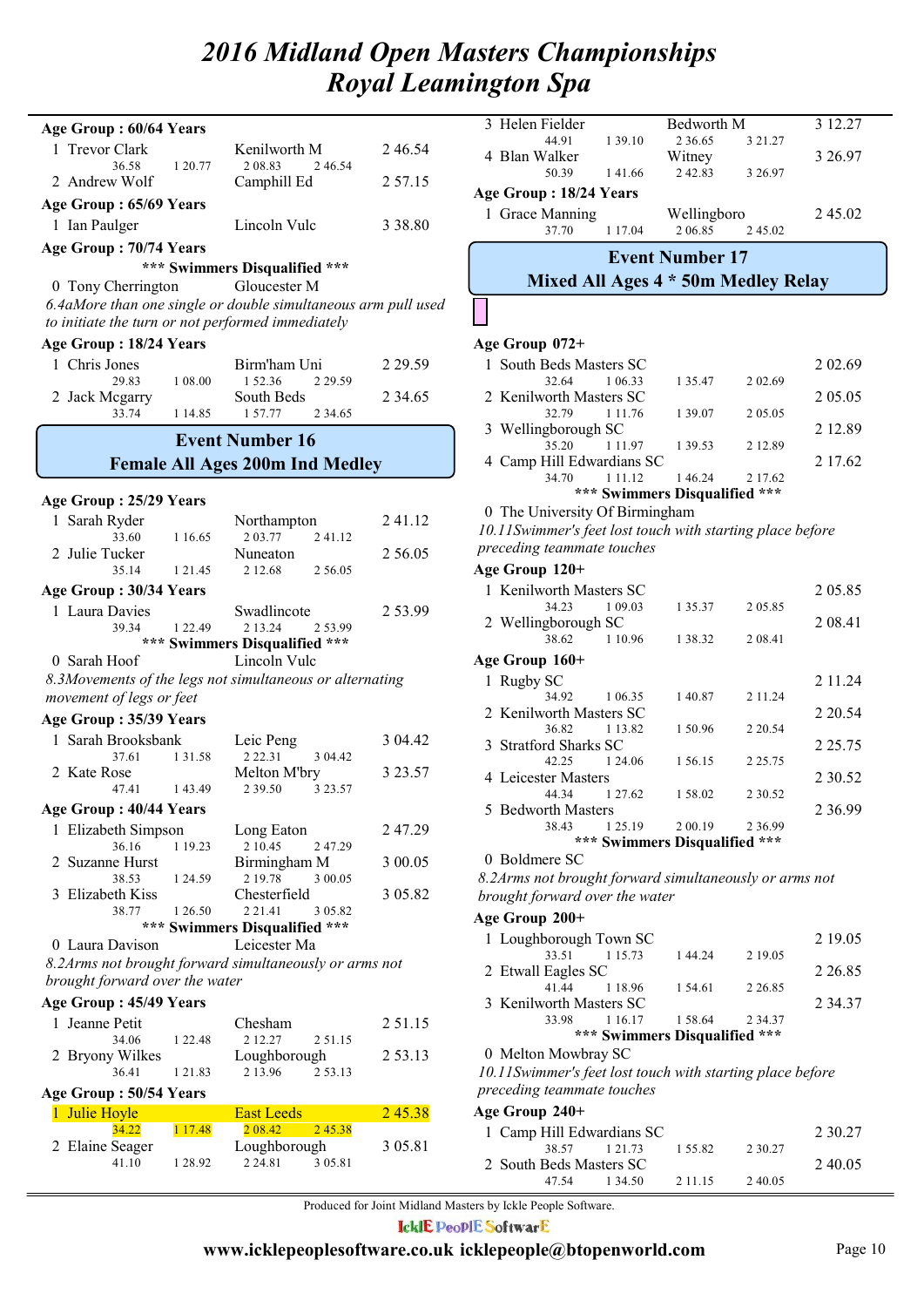# 2016 Midland Open Masters Championships
# Royal Leamington Spa

**Age Group : 60/64 Years**

| Place | Name | Club | Time |
|---|---|---|---|
| 1 | Trevor Clark | Kenilworth M | 2 46.54 |
| | 36.58 / 1 20.77 / 2 08.83 / 2 46.54 | | |
| 2 | Andrew Wolf | Camphill Ed | 2 57.15 |

**Age Group : 65/69 Years**

| Place | Name | Club | Time |
|---|---|---|---|
| 1 | Ian Paulger | Lincoln Vulc | 3 38.80 |

**Age Group : 70/74 Years**

*** Swimmers Disqualified ***

0 Tony Cherrington — Gloucester M

*6.4aMore than one single or double simultaneous arm pull used to initiate the turn or not performed immediately*

**Age Group : 18/24 Years**

| Place | Name | Club | Time |
|---|---|---|---|
| 1 | Chris Jones | Birm'ham Uni | 2 29.59 |
| | 29.83 / 1 08.00 / 1 52.36 / 2 29.59 | | |
| 2 | Jack Mcgarry | South Beds | 2 34.65 |
| | 33.74 / 1 14.85 / 1 57.77 / 2 34.65 | | |

## Event Number 16
## Female All Ages 200m Ind Medley

**Age Group : 25/29 Years**

| Place | Name | Club | Time |
|---|---|---|---|
| 1 | Sarah Ryder | Northampton | 2 41.12 |
| | 33.60 / 1 16.65 / 2 03.77 / 2 41.12 | | |
| 2 | Julie Tucker | Nuneaton | 2 56.05 |
| | 35.14 / 1 21.45 / 2 12.68 / 2 56.05 | | |

**Age Group : 30/34 Years**

| Place | Name | Club | Time |
|---|---|---|---|
| 1 | Laura Davies | Swadlincote | 2 53.99 |
| | 39.34 / 1 22.49 / 2 13.24 / 2 53.99 | | |

*** Swimmers Disqualified ***

0 Sarah Hoof — Lincoln Vulc

*8.3Movements of the legs not simultaneous or alternating movement of legs or feet*

**Age Group : 35/39 Years**

| Place | Name | Club | Time |
|---|---|---|---|
| 1 | Sarah Brooksbank | Leic Peng | 3 04.42 |
| | 37.61 / 1 31.58 / 2 22.31 / 3 04.42 | | |
| 2 | Kate Rose | Melton M'bry | 3 23.57 |
| | 47.41 / 1 43.49 / 2 39.50 / 3 23.57 | | |

**Age Group : 40/44 Years**

| Place | Name | Club | Time |
|---|---|---|---|
| 1 | Elizabeth Simpson | Long Eaton | 2 47.29 |
| | 36.16 / 1 19.23 / 2 10.45 / 2 47.29 | | |
| 2 | Suzanne Hurst | Birmingham M | 3 00.05 |
| | 38.53 / 1 24.59 / 2 19.78 / 3 00.05 | | |
| 3 | Elizabeth Kiss | Chesterfield | 3 05.82 |
| | 38.77 / 1 26.50 / 2 21.41 / 3 05.82 | | |

*** Swimmers Disqualified ***

0 Laura Davison — Leicester Ma

*8.2Arms not brought forward simultaneously or arms not brought forward over the water*

**Age Group : 45/49 Years**

| Place | Name | Club | Time |
|---|---|---|---|
| 1 | Jeanne Petit | Chesham | 2 51.15 |
| | 34.06 / 1 22.48 / 2 12.27 / 2 51.15 | | |
| 2 | Bryony Wilkes | Loughborough | 2 53.13 |
| | 36.41 / 1 21.83 / 2 13.96 / 2 53.13 | | |

**Age Group : 50/54 Years**

| Place | Name | Club | Time |
|---|---|---|---|
| 1 | Julie Hoyle | East Leeds | 2 45.38 |
| | 34.22 / 1 17.48 / 2 08.42 / 2 45.38 | | |
| 2 | Elaine Seager | Loughborough | 3 05.81 |
| | 41.10 / 1 28.92 / 2 24.81 / 3 05.81 | | |
| 3 | Helen Fielder | Bedworth M | 3 12.27 |
| | 44.91 / 1 39.10 / 2 36.65 / 3 21.27 | | |
| 4 | Blan Walker | Witney | 3 26.97 |
| | 50.39 / 1 41.66 / 2 42.83 / 3 26.97 | | |

**Age Group : 18/24 Years**

| Place | Name | Club | Time |
|---|---|---|---|
| 1 | Grace Manning | Wellingboro | 2 45.02 |
| | 37.70 / 1 17.04 / 2 06.85 / 2 45.02 | | |

## Event Number 17
## Mixed All Ages 4 * 50m Medley Relay

**Age Group 072+**

| Place | Team | Time |
|---|---|---|
| 1 | South Beds Masters SC | 2 02.69 |
| | 32.64 / 1 06.33 / 1 35.47 / 2 02.69 | |
| 2 | Kenilworth Masters SC | 2 05.05 |
| | 32.79 / 1 11.76 / 1 39.07 / 2 05.05 | |
| 3 | Wellingborough SC | 2 12.89 |
| | 35.20 / 1 11.97 / 1 39.53 / 2 12.89 | |
| 4 | Camp Hill Edwardians SC | 2 17.62 |
| | 34.70 / 1 11.12 / 1 46.24 / 2 17.62 | |

*** Swimmers Disqualified ***

0 The University Of Birmingham

*10.11Swimmer's feet lost touch with starting place before preceding teammate touches*

**Age Group 120+**

| Place | Team | Time |
|---|---|---|
| 1 | Kenilworth Masters SC | 2 05.85 |
| | 34.23 / 1 09.03 / 1 35.37 / 2 05.85 | |
| 2 | Wellingborough SC | 2 08.41 |
| | 38.62 / 1 10.96 / 1 38.32 / 2 08.41 | |

**Age Group 160+**

| Place | Team | Time |
|---|---|---|
| 1 | Rugby SC | 2 11.24 |
| | 34.92 / 1 06.35 / 1 40.87 / 2 11.24 | |
| 2 | Kenilworth Masters SC | 2 20.54 |
| | 36.82 / 1 13.82 / 1 50.96 / 2 20.54 | |
| 3 | Stratford Sharks SC | 2 25.75 |
| | 42.25 / 1 24.06 / 1 56.15 / 2 25.75 | |
| 4 | Leicester Masters | 2 30.52 |
| | 44.34 / 1 27.62 / 1 58.02 / 2 30.52 | |
| 5 | Bedworth Masters | 2 36.99 |
| | 38.43 / 1 25.19 / 2 00.19 / 2 36.99 | |

*** Swimmers Disqualified ***

0 Boldmere SC

*8.2Arms not brought forward simultaneously or arms not brought forward over the water*

**Age Group 200+**

| Place | Team | Time |
|---|---|---|
| 1 | Loughborough Town SC | 2 19.05 |
| | 33.51 / 1 15.73 / 1 44.24 / 2 19.05 | |
| 2 | Etwall Eagles SC | 2 26.85 |
| | 41.44 / 1 18.96 / 1 54.61 / 2 26.85 | |
| 3 | Kenilworth Masters SC | 2 34.37 |
| | 33.98 / 1 16.17 / 1 58.64 / 2 34.37 | |

*** Swimmers Disqualified ***

0 Melton Mowbray SC

*10.11Swimmer's feet lost touch with starting place before preceding teammate touches*

**Age Group 240+**

| Place | Team | Time |
|---|---|---|
| 1 | Camp Hill Edwardians SC | 2 30.27 |
| | 38.57 / 1 21.73 / 1 55.82 / 2 30.27 | |
| 2 | South Beds Masters SC | 2 40.05 |
| | 47.54 / 1 34.50 / 2 11.15 / 2 40.05 | |

Produced for Joint Midland Masters by Ickle People Software.

www.icklepeoplesoftware.co.uk icklepeople@btopenworld.com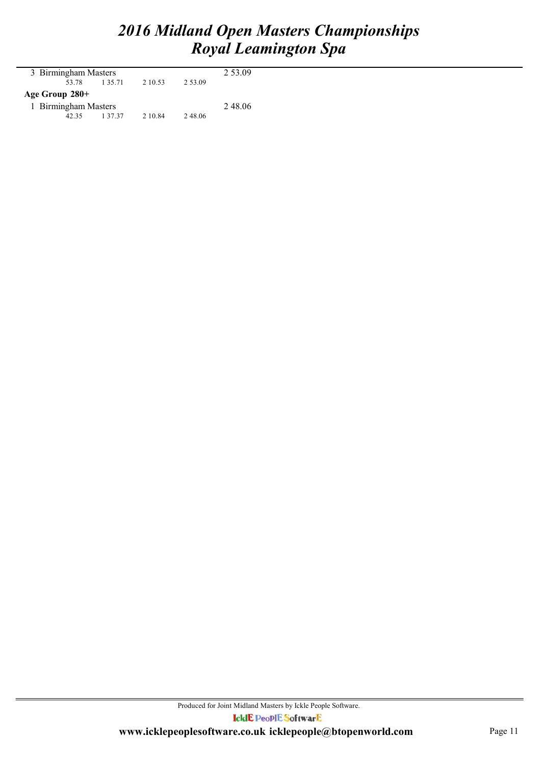3 Birmingham Masters 2 53.09

53.78 1 35.71 2 10.53 2 53.09

**Age Group 280+**

1 Birmingham Masters 2 48.06

42.35 1 37.37 2 10.84 2 48.06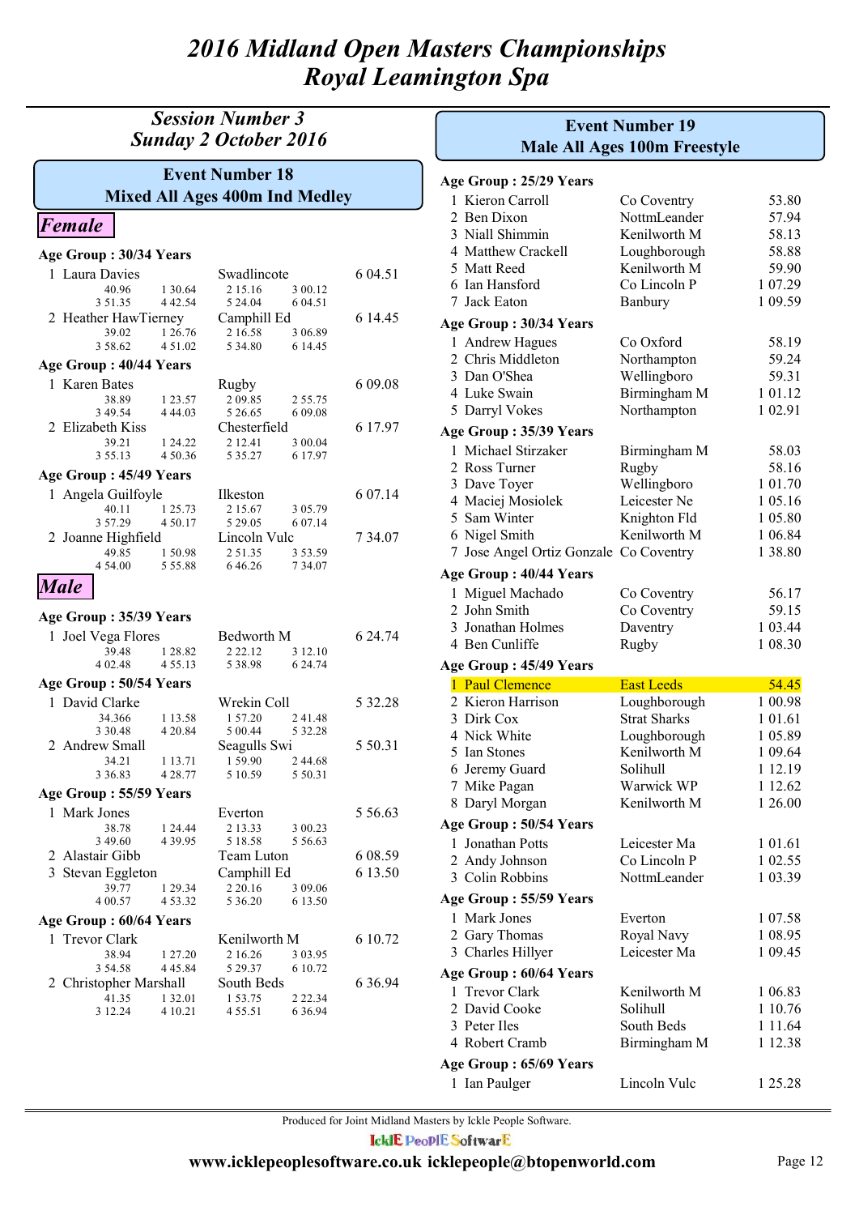# 2016 Midland Open Masters Championships
# Royal Leamington Spa

## Session Number 3
## Sunday 2 October 2016

### Event Number 18
### Mixed All Ages 400m Ind Medley

#### *Female*

**Age Group : 30/34 Years**

| Place | Name | Club | Time |
|---|---|---|---|
| 1 | Laura Davies | Swadlincote | 6 04.51 |
| | 40.96 / 1 30.64 / 2 15.16 / 3 00.12 / 3 51.35 / 4 42.54 / 5 24.04 / 6 04.51 | | |
| 2 | Heather HawTierney | Camphill Ed | 6 14.45 |
| | 39.02 / 1 26.76 / 2 16.58 / 3 06.89 / 3 58.62 / 4 51.02 / 5 34.80 / 6 14.45 | | |

**Age Group : 40/44 Years**

| Place | Name | Club | Time |
|---|---|---|---|
| 1 | Karen Bates | Rugby | 6 09.08 |
| | 38.89 / 1 23.57 / 2 09.85 / 2 55.75 / 3 49.54 / 4 44.03 / 5 26.65 / 6 09.08 | | |
| 2 | Elizabeth Kiss | Chesterfield | 6 17.97 |
| | 39.21 / 1 24.22 / 2 12.41 / 3 00.04 / 3 55.13 / 4 50.36 / 5 35.27 / 6 17.97 | | |

**Age Group : 45/49 Years**

| Place | Name | Club | Time |
|---|---|---|---|
| 1 | Angela Guilfoyle | Ilkeston | 6 07.14 |
| | 40.11 / 1 25.73 / 2 15.67 / 3 05.79 / 3 57.29 / 4 50.17 / 5 29.05 / 6 07.14 | | |
| 2 | Joanne Highfield | Lincoln Vulc | 7 34.07 |
| | 49.85 / 1 50.98 / 2 51.35 / 3 53.59 / 4 54.00 / 5 55.88 / 6 46.26 / 7 34.07 | | |

#### *Male*

**Age Group : 35/39 Years**

| Place | Name | Club | Time |
|---|---|---|---|
| 1 | Joel Vega Flores | Bedworth M | 6 24.74 |
| | 39.48 / 1 28.82 / 2 22.12 / 3 12.10 / 4 02.48 / 4 55.13 / 5 38.98 / 6 24.74 | | |

**Age Group : 50/54 Years**

| Place | Name | Club | Time |
|---|---|---|---|
| 1 | David Clarke | Wrekin Coll | 5 32.28 |
| | 34.366 / 1 13.58 / 1 57.20 / 2 41.48 / 3 30.48 / 4 20.84 / 5 00.44 / 5 32.28 | | |
| 2 | Andrew Small | Seagulls Swi | 5 50.31 |
| | 34.21 / 1 13.71 / 1 59.90 / 2 44.68 / 3 36.83 / 4 28.77 / 5 10.59 / 5 50.31 | | |

**Age Group : 55/59 Years**

| Place | Name | Club | Time |
|---|---|---|---|
| 1 | Mark Jones | Everton | 5 56.63 |
| | 38.78 / 1 24.44 / 2 13.33 / 3 00.23 / 3 49.60 / 4 39.95 / 5 18.58 / 5 56.63 | | |
| 2 | Alastair Gibb | Team Luton | 6 08.59 |
| 3 | Stevan Eggleton | Camphill Ed | 6 13.50 |
| | 39.77 / 1 29.34 / 2 20.16 / 3 09.06 / 4 00.57 / 4 53.32 / 5 36.20 / 6 13.50 | | |

**Age Group : 60/64 Years**

| Place | Name | Club | Time |
|---|---|---|---|
| 1 | Trevor Clark | Kenilworth M | 6 10.72 |
| | 38.94 / 1 27.20 / 2 16.26 / 3 03.95 / 3 54.58 / 4 45.84 / 5 29.37 / 6 10.72 | | |
| 2 | Christopher Marshall | South Beds | 6 36.94 |
| | 41.35 / 1 32.01 / 1 53.75 / 2 22.34 / 3 12.24 / 4 10.21 / 4 55.51 / 6 36.94 | | |

### Event Number 19
### Male All Ages 100m Freestyle

**Age Group : 25/29 Years**

| Place | Name | Club | Time |
|---|---|---|---|
| 1 | Kieron Carroll | Co Coventry | 53.80 |
| 2 | Ben Dixon | NottmLeander | 57.94 |
| 3 | Niall Shimmin | Kenilworth M | 58.13 |
| 4 | Matthew Crackell | Loughborough | 58.88 |
| 5 | Matt Reed | Kenilworth M | 59.90 |
| 6 | Ian Hansford | Co Lincoln P | 1 07.29 |
| 7 | Jack Eaton | Banbury | 1 09.59 |

**Age Group : 30/34 Years**

| Place | Name | Club | Time |
|---|---|---|---|
| 1 | Andrew Hagues | Co Oxford | 58.19 |
| 2 | Chris Middleton | Northampton | 59.24 |
| 3 | Dan O'Shea | Wellingboro | 59.31 |
| 4 | Luke Swain | Birmingham M | 1 01.12 |
| 5 | Darryl Vokes | Northampton | 1 02.91 |

**Age Group : 35/39 Years**

| Place | Name | Club | Time |
|---|---|---|---|
| 1 | Michael Stirzaker | Birmingham M | 58.03 |
| 2 | Ross Turner | Rugby | 58.16 |
| 3 | Dave Toyer | Wellingboro | 1 01.70 |
| 4 | Maciej Mosiolek | Leicester Ne | 1 05.16 |
| 5 | Sam Winter | Knighton Fld | 1 05.80 |
| 6 | Nigel Smith | Kenilworth M | 1 06.84 |
| 7 | Jose Angel Ortiz Gonzale | Co Coventry | 1 38.80 |

**Age Group : 40/44 Years**

| Place | Name | Club | Time |
|---|---|---|---|
| 1 | Miguel Machado | Co Coventry | 56.17 |
| 2 | John Smith | Co Coventry | 59.15 |
| 3 | Jonathan Holmes | Daventry | 1 03.44 |
| 4 | Ben Cunliffe | Rugby | 1 08.30 |

**Age Group : 45/49 Years**

| Place | Name | Club | Time |
|---|---|---|---|
| 1 | Paul Clemence | East Leeds | 54.45 |
| 2 | Kieron Harrison | Loughborough | 1 00.98 |
| 3 | Dirk Cox | Strat Sharks | 1 01.61 |
| 4 | Nick White | Loughborough | 1 05.89 |
| 5 | Ian Stones | Kenilworth M | 1 09.64 |
| 6 | Jeremy Guard | Solihull | 1 12.19 |
| 7 | Mike Pagan | Warwick WP | 1 12.62 |
| 8 | Daryl Morgan | Kenilworth M | 1 26.00 |

**Age Group : 50/54 Years**

| Place | Name | Club | Time |
|---|---|---|---|
| 1 | Jonathan Potts | Leicester Ma | 1 01.61 |
| 2 | Andy Johnson | Co Lincoln P | 1 02.55 |
| 3 | Colin Robbins | NottmLeander | 1 03.39 |

**Age Group : 55/59 Years**

| Place | Name | Club | Time |
|---|---|---|---|
| 1 | Mark Jones | Everton | 1 07.58 |
| 2 | Gary Thomas | Royal Navy | 1 08.95 |
| 3 | Charles Hillyer | Leicester Ma | 1 09.45 |

**Age Group : 60/64 Years**

| Place | Name | Club | Time |
|---|---|---|---|
| 1 | Trevor Clark | Kenilworth M | 1 06.83 |
| 2 | David Cooke | Solihull | 1 10.76 |
| 3 | Peter Iles | South Beds | 1 11.64 |
| 4 | Robert Cramb | Birmingham M | 1 12.38 |

**Age Group : 65/69 Years**

| Place | Name | Club | Time |
|---|---|---|---|
| 1 | Ian Paulger | Lincoln Vulc | 1 25.28 |

Produced for Joint Midland Masters by Ickle People Software.

www.icklepeoplesoftware.co.uk icklepeople@btopenworld.com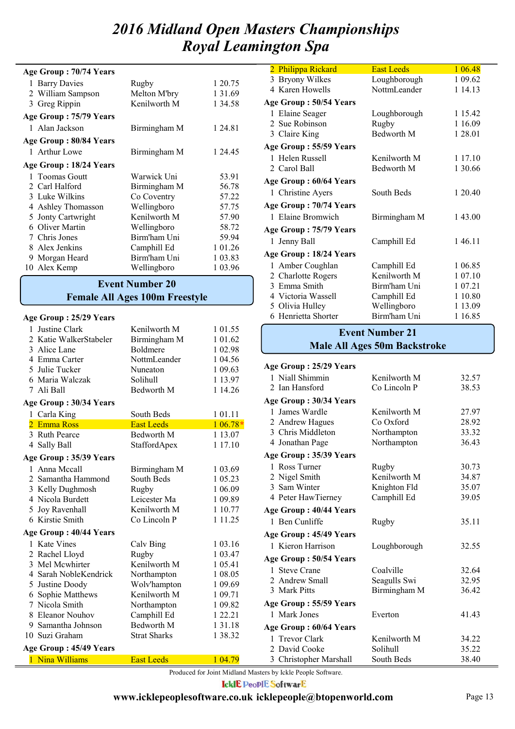# 2016 Midland Open Masters Championships
# Royal Leamington Spa

**Age Group : 70/74 Years**

| | | | |
|---|---|---|---|
| 1 | Barry Davies | Rugby | 1 20.75 |
| 2 | William Sampson | Melton M'bry | 1 31.69 |
| 3 | Greg Rippin | Kenilworth M | 1 34.58 |

**Age Group : 75/79 Years**

| | | | |
|---|---|---|---|
| 1 | Alan Jackson | Birmingham M | 1 24.81 |

**Age Group : 80/84 Years**

| | | | |
|---|---|---|---|
| 1 | Arthur Lowe | Birmingham M | 1 24.45 |

**Age Group : 18/24 Years**

| | | | |
|---|---|---|---|
| 1 | Toomas Goutt | Warwick Uni | 53.91 |
| 2 | Carl Halford | Birmingham M | 56.78 |
| 3 | Luke Wilkins | Co Coventry | 57.22 |
| 4 | Ashley Thomasson | Wellingboro | 57.75 |
| 5 | Jonty Cartwright | Kenilworth M | 57.90 |
| 6 | Oliver Martin | Wellingboro | 58.72 |
| 7 | Chris Jones | Birm'ham Uni | 59.94 |
| 8 | Alex Jenkins | Camphill Ed | 1 01.26 |
| 9 | Morgan Heard | Birm'ham Uni | 1 03.83 |
| 10 | Alex Kemp | Wellingboro | 1 03.96 |

## Event Number 20
## Female All Ages 100m Freestyle

**Age Group : 25/29 Years**

| | | | |
|---|---|---|---|
| 1 | Justine Clark | Kenilworth M | 1 01.55 |
| 2 | Katie WalkerStabeler | Birmingham M | 1 01.62 |
| 3 | Alice Lane | Boldmere | 1 02.98 |
| 4 | Emma Carter | NottmLeander | 1 04.56 |
| 5 | Julie Tucker | Nuneaton | 1 09.63 |
| 6 | Maria Walczak | Solihull | 1 13.97 |
| 7 | Ali Ball | Bedworth M | 1 14.26 |

**Age Group : 30/34 Years**

| | | | |
|---|---|---|---|
| 1 | Carla King | South Beds | 1 01.11 |
| 2 | Emma Ross | East Leeds | 1 06.78* |
| 3 | Ruth Pearce | Bedworth M | 1 13.07 |
| 4 | Sally Ball | StaffordApex | 1 17.10 |

**Age Group : 35/39 Years**

| | | | |
|---|---|---|---|
| 1 | Anna Mccall | Birmingham M | 1 03.69 |
| 2 | Samantha Hammond | South Beds | 1 05.23 |
| 3 | Kelly Dughmosh | Rugby | 1 06.09 |
| 4 | Nicola Burdett | Leicester Ma | 1 09.89 |
| 5 | Joy Ravenhall | Kenilworth M | 1 10.77 |
| 6 | Kirstie Smith | Co Lincoln P | 1 11.25 |

**Age Group : 40/44 Years**

| | | | |
|---|---|---|---|
| 1 | Kate Vines | Calv Bing | 1 03.16 |
| 2 | Rachel Lloyd | Rugby | 1 03.47 |
| 3 | Mel Mcwhirter | Kenilworth M | 1 05.41 |
| 4 | Sarah NobleKendrick | Northampton | 1 08.05 |
| 5 | Justine Doody | Wolv'hampton | 1 09.69 |
| 6 | Sophie Matthews | Kenilworth M | 1 09.71 |
| 7 | Nicola Smith | Northampton | 1 09.82 |
| 8 | Eleanor Nouhov | Camphill Ed | 1 22.21 |
| 9 | Samantha Johnson | Bedworth M | 1 31.18 |
| 10 | Suzi Graham | Strat Sharks | 1 38.32 |

**Age Group : 45/49 Years**

| | | | |
|---|---|---|---|
| 1 | Nina Williams | East Leeds | 1 04.79 |
| 2 | Philippa Rickard | East Leeds | 1 06.48 |
| 3 | Bryony Wilkes | Loughborough | 1 09.62 |
| 4 | Karen Howells | NottmLeander | 1 14.13 |

**Age Group : 50/54 Years**

| | | | |
|---|---|---|---|
| 1 | Elaine Seager | Loughborough | 1 15.42 |
| 2 | Sue Robinson | Rugby | 1 16.09 |
| 3 | Claire King | Bedworth M | 1 28.01 |

**Age Group : 55/59 Years**

| | | | |
|---|---|---|---|
| 1 | Helen Russell | Kenilworth M | 1 17.10 |
| 2 | Carol Ball | Bedworth M | 1 30.66 |

**Age Group : 60/64 Years**

| | | | |
|---|---|---|---|
| 1 | Christine Ayers | South Beds | 1 20.40 |

**Age Group : 70/74 Years**

| | | | |
|---|---|---|---|
| 1 | Elaine Bromwich | Birmingham M | 1 43.00 |

**Age Group : 75/79 Years**

| | | | |
|---|---|---|---|
| 1 | Jenny Ball | Camphill Ed | 1 46.11 |

**Age Group : 18/24 Years**

| | | | |
|---|---|---|---|
| 1 | Amber Coughlan | Camphill Ed | 1 06.85 |
| 2 | Charlotte Rogers | Kenilworth M | 1 07.10 |
| 3 | Emma Smith | Birm'ham Uni | 1 07.21 |
| 4 | Victoria Wassell | Camphill Ed | 1 10.80 |
| 5 | Olivia Hulley | Wellingboro | 1 13.09 |
| 6 | Henrietta Shorter | Birm'ham Uni | 1 16.85 |

## Event Number 21
## Male All Ages 50m Backstroke

**Age Group : 25/29 Years**

| | | | |
|---|---|---|---|
| 1 | Niall Shimmin | Kenilworth M | 32.57 |
| 2 | Ian Hansford | Co Lincoln P | 38.53 |

**Age Group : 30/34 Years**

| | | | |
|---|---|---|---|
| 1 | James Wardle | Kenilworth M | 27.97 |
| 2 | Andrew Hagues | Co Oxford | 28.92 |
| 3 | Chris Middleton | Northampton | 33.32 |
| 4 | Jonathan Page | Northampton | 36.43 |

**Age Group : 35/39 Years**

| | | | |
|---|---|---|---|
| 1 | Ross Turner | Rugby | 30.73 |
| 2 | Nigel Smith | Kenilworth M | 34.87 |
| 3 | Sam Winter | Knighton Fld | 35.07 |
| 4 | Peter HawTierney | Camphill Ed | 39.05 |

**Age Group : 40/44 Years**

| | | | |
|---|---|---|---|
| 1 | Ben Cunliffe | Rugby | 35.11 |

**Age Group : 45/49 Years**

| | | | |
|---|---|---|---|
| 1 | Kieron Harrison | Loughborough | 32.55 |

**Age Group : 50/54 Years**

| | | | |
|---|---|---|---|
| 1 | Steve Crane | Coalville | 32.64 |
| 2 | Andrew Small | Seagulls Swi | 32.95 |
| 3 | Mark Pitts | Birmingham M | 36.42 |

**Age Group : 55/59 Years**

| | | | |
|---|---|---|---|
| 1 | Mark Jones | Everton | 41.43 |

**Age Group : 60/64 Years**

| | | | |
|---|---|---|---|
| 1 | Trevor Clark | Kenilworth M | 34.22 |
| 2 | David Cooke | Solihull | 35.22 |
| 3 | Christopher Marshall | South Beds | 38.40 |

Produced for Joint Midland Masters by Ickle People Software.

IcklE PeoplE SoftwarE

www.icklepeoplesoftware.co.uk icklepeople@btopenworld.com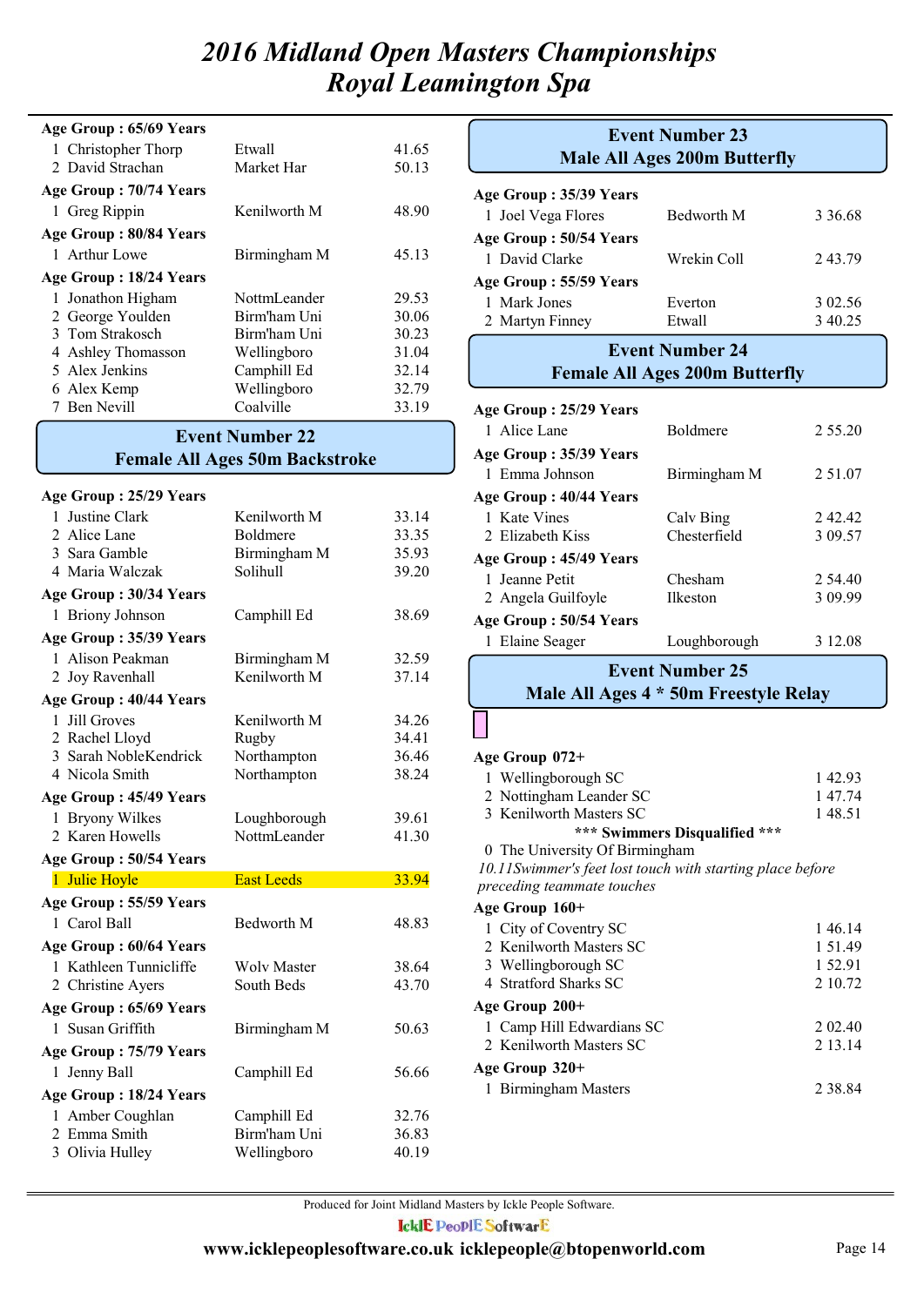# 2016 Midland Open Masters Championships
# Royal Leamington Spa

**Age Group : 65/69 Years**

| | | | |
|---|---|---|---|
| 1 | Christopher Thorp | Etwall | 41.65 |
| 2 | David Strachan | Market Har | 50.13 |

**Age Group : 70/74 Years**

| | | | |
|---|---|---|---|
| 1 | Greg Rippin | Kenilworth M | 48.90 |

**Age Group : 80/84 Years**

| | | | |
|---|---|---|---|
| 1 | Arthur Lowe | Birmingham M | 45.13 |

**Age Group : 18/24 Years**

| | | | |
|---|---|---|---|
| 1 | Jonathon Higham | NottmLeander | 29.53 |
| 2 | George Youlden | Birm'ham Uni | 30.06 |
| 3 | Tom Strakosch | Birm'ham Uni | 30.23 |
| 4 | Ashley Thomasson | Wellingboro | 31.04 |
| 5 | Alex Jenkins | Camphill Ed | 32.14 |
| 6 | Alex Kemp | Wellingboro | 32.79 |
| 7 | Ben Nevill | Coalville | 33.19 |

## Event Number 22
## Female All Ages 50m Backstroke

**Age Group : 25/29 Years**

| | | | |
|---|---|---|---|
| 1 | Justine Clark | Kenilworth M | 33.14 |
| 2 | Alice Lane | Boldmere | 33.35 |
| 3 | Sara Gamble | Birmingham M | 35.93 |
| 4 | Maria Walczak | Solihull | 39.20 |

**Age Group : 30/34 Years**

| | | | |
|---|---|---|---|
| 1 | Briony Johnson | Camphill Ed | 38.69 |

**Age Group : 35/39 Years**

| | | | |
|---|---|---|---|
| 1 | Alison Peakman | Birmingham M | 32.59 |
| 2 | Joy Ravenhall | Kenilworth M | 37.14 |

**Age Group : 40/44 Years**

| | | | |
|---|---|---|---|
| 1 | Jill Groves | Kenilworth M | 34.26 |
| 2 | Rachel Lloyd | Rugby | 34.41 |
| 3 | Sarah NobleKendrick | Northampton | 36.46 |
| 4 | Nicola Smith | Northampton | 38.24 |

**Age Group : 45/49 Years**

| | | | |
|---|---|---|---|
| 1 | Bryony Wilkes | Loughborough | 39.61 |
| 2 | Karen Howells | NottmLeander | 41.30 |

**Age Group : 50/54 Years**

| | | | |
|---|---|---|---|
| 1 | Julie Hoyle | East Leeds | 33.94 |

**Age Group : 55/59 Years**

| | | | |
|---|---|---|---|
| 1 | Carol Ball | Bedworth M | 48.83 |

**Age Group : 60/64 Years**

| | | | |
|---|---|---|---|
| 1 | Kathleen Tunnicliffe | Wolv Master | 38.64 |
| 2 | Christine Ayers | South Beds | 43.70 |

**Age Group : 65/69 Years**

| | | | |
|---|---|---|---|
| 1 | Susan Griffith | Birmingham M | 50.63 |

**Age Group : 75/79 Years**

| | | | |
|---|---|---|---|
| 1 | Jenny Ball | Camphill Ed | 56.66 |

**Age Group : 18/24 Years**

| | | | |
|---|---|---|---|
| 1 | Amber Coughlan | Camphill Ed | 32.76 |
| 2 | Emma Smith | Birm'ham Uni | 36.83 |
| 3 | Olivia Hulley | Wellingboro | 40.19 |

## Event Number 23
## Male All Ages 200m Butterfly

**Age Group : 35/39 Years**

| | | | |
|---|---|---|---|
| 1 | Joel Vega Flores | Bedworth M | 3 36.68 |

**Age Group : 50/54 Years**

| | | | |
|---|---|---|---|
| 1 | David Clarke | Wrekin Coll | 2 43.79 |

**Age Group : 55/59 Years**

| | | | |
|---|---|---|---|
| 1 | Mark Jones | Everton | 3 02.56 |
| 2 | Martyn Finney | Etwall | 3 40.25 |

## Event Number 24
## Female All Ages 200m Butterfly

**Age Group : 25/29 Years**

| | | | |
|---|---|---|---|
| 1 | Alice Lane | Boldmere | 2 55.20 |

**Age Group : 35/39 Years**

| | | | |
|---|---|---|---|
| 1 | Emma Johnson | Birmingham M | 2 51.07 |

**Age Group : 40/44 Years**

| | | | |
|---|---|---|---|
| 1 | Kate Vines | Calv Bing | 2 42.42 |
| 2 | Elizabeth Kiss | Chesterfield | 3 09.57 |

**Age Group : 45/49 Years**

| | | | |
|---|---|---|---|
| 1 | Jeanne Petit | Chesham | 2 54.40 |
| 2 | Angela Guilfoyle | Ilkeston | 3 09.99 |

**Age Group : 50/54 Years**

| | | | |
|---|---|---|---|
| 1 | Elaine Seager | Loughborough | 3 12.08 |

## Event Number 25
## Male All Ages 4 * 50m Freestyle Relay

**Age Group 072+**

| | | |
|---|---|---|
| 1 | Wellingborough SC | 1 42.93 |
| 2 | Nottingham Leander SC | 1 47.74 |
| 3 | Kenilworth Masters SC | 1 48.51 |

**\*\*\* Swimmers Disqualified \*\*\***

0 The University Of Birmingham

*10.11Swimmer's feet lost touch with starting place before preceding teammate touches*

**Age Group 160+**

| | | |
|---|---|---|
| 1 | City of Coventry SC | 1 46.14 |
| 2 | Kenilworth Masters SC | 1 51.49 |
| 3 | Wellingborough SC | 1 52.91 |
| 4 | Stratford Sharks SC | 2 10.72 |

**Age Group 200+**

| | | |
|---|---|---|
| 1 | Camp Hill Edwardians SC | 2 02.40 |
| 2 | Kenilworth Masters SC | 2 13.14 |

**Age Group 320+**

| | | |
|---|---|---|
| 1 | Birmingham Masters | 2 38.84 |

Produced for Joint Midland Masters by Ickle People Software.

IcklE PeoplE SoftwarE

www.icklepeoplesoftware.co.uk icklepeople@btopenworld.com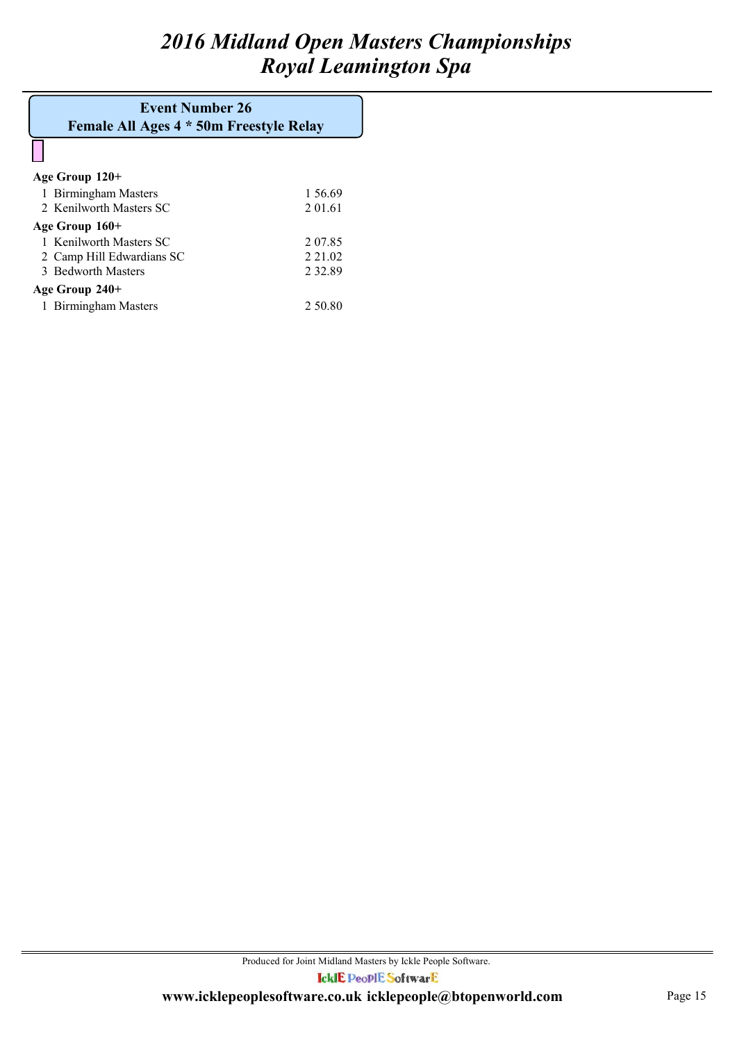# *2016 Midland Open Masters Championships*
# *Royal Leamington Spa*

## Event Number 26
## Female All Ages 4 * 50m Freestyle Relay

**Age Group 120+**

| Place | Club | Time |
|---|---|---|
| 1 | Birmingham Masters | 1 56.69 |
| 2 | Kenilworth Masters SC | 2 01.61 |

**Age Group 160+**

| Place | Club | Time |
|---|---|---|
| 1 | Kenilworth Masters SC | 2 07.85 |
| 2 | Camp Hill Edwardians SC | 2 21.02 |
| 3 | Bedworth Masters | 2 32.89 |

**Age Group 240+**

| Place | Club | Time |
|---|---|---|
| 1 | Birmingham Masters | 2 50.80 |

Produced for Joint Midland Masters by Ickle People Software.

IcklE PeoplE SoftwarE

**www.icklepeoplesoftware.co.uk icklepeople@btopenworld.com**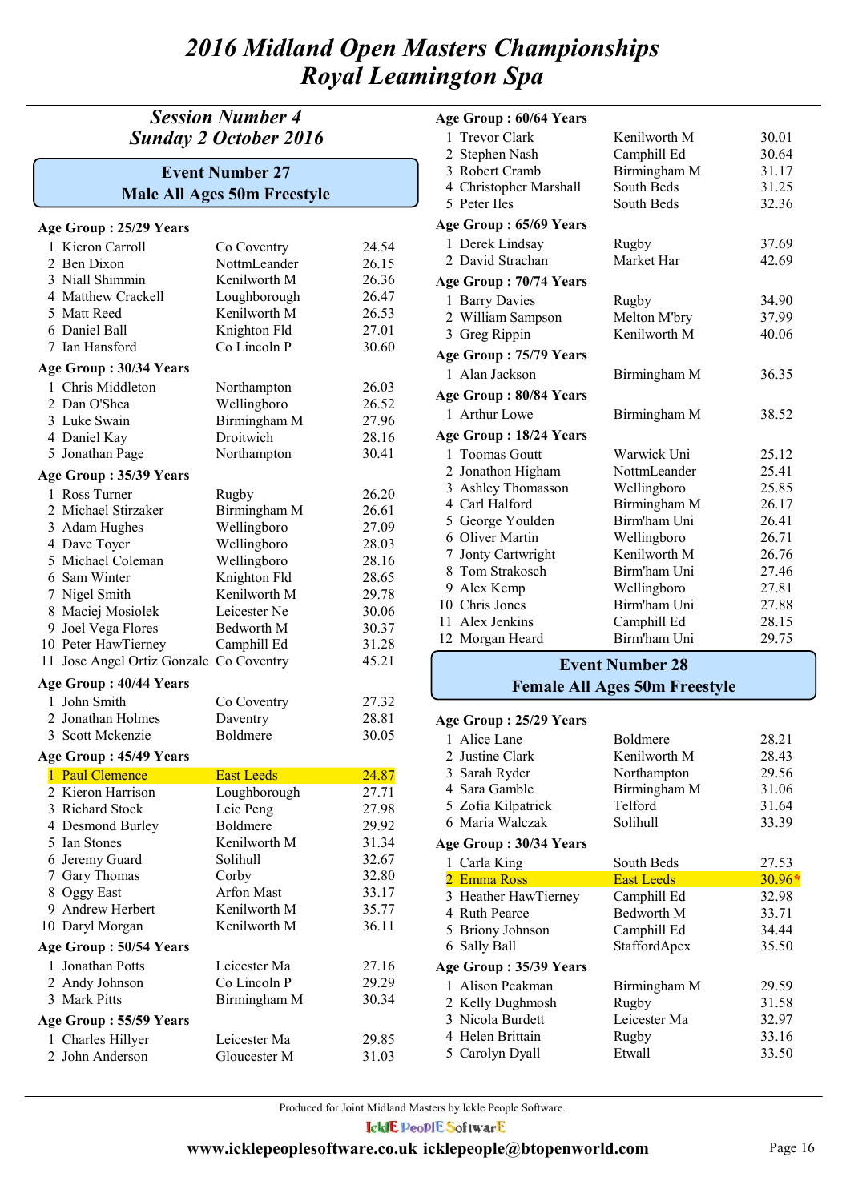# 2016 Midland Open Masters Championships
# Royal Leamington Spa

## Session Number 4
## Sunday 2 October 2016

### Event Number 27
### Male All Ages 50m Freestyle

**Age Group : 25/29 Years**

| | Name | Club | Time |
|---|---|---|---|
| 1 | Kieron Carroll | Co Coventry | 24.54 |
| 2 | Ben Dixon | NottmLeander | 26.15 |
| 3 | Niall Shimmin | Kenilworth M | 26.36 |
| 4 | Matthew Crackell | Loughborough | 26.47 |
| 5 | Matt Reed | Kenilworth M | 26.53 |
| 6 | Daniel Ball | Knighton Fld | 27.01 |
| 7 | Ian Hansford | Co Lincoln P | 30.60 |

**Age Group : 30/34 Years**

| | Name | Club | Time |
|---|---|---|---|
| 1 | Chris Middleton | Northampton | 26.03 |
| 2 | Dan O'Shea | Wellingboro | 26.52 |
| 3 | Luke Swain | Birmingham M | 27.96 |
| 4 | Daniel Kay | Droitwich | 28.16 |
| 5 | Jonathan Page | Northampton | 30.41 |

**Age Group : 35/39 Years**

| | Name | Club | Time |
|---|---|---|---|
| 1 | Ross Turner | Rugby | 26.20 |
| 2 | Michael Stirzaker | Birmingham M | 26.61 |
| 3 | Adam Hughes | Wellingboro | 27.09 |
| 4 | Dave Toyer | Wellingboro | 28.03 |
| 5 | Michael Coleman | Wellingboro | 28.16 |
| 6 | Sam Winter | Knighton Fld | 28.65 |
| 7 | Nigel Smith | Kenilworth M | 29.78 |
| 8 | Maciej Mosiolek | Leicester Ne | 30.06 |
| 9 | Joel Vega Flores | Bedworth M | 30.37 |
| 10 | Peter HawTierney | Camphill Ed | 31.28 |
| 11 | Jose Angel Ortiz Gonzale | Co Coventry | 45.21 |

**Age Group : 40/44 Years**

| | Name | Club | Time |
|---|---|---|---|
| 1 | John Smith | Co Coventry | 27.32 |
| 2 | Jonathan Holmes | Daventry | 28.81 |
| 3 | Scott Mckenzie | Boldmere | 30.05 |

**Age Group : 45/49 Years**

| | Name | Club | Time |
|---|---|---|---|
| 1 | Paul Clemence | East Leeds | 24.87 |
| 2 | Kieron Harrison | Loughborough | 27.71 |
| 3 | Richard Stock | Leic Peng | 27.98 |
| 4 | Desmond Burley | Boldmere | 29.92 |
| 5 | Ian Stones | Kenilworth M | 31.34 |
| 6 | Jeremy Guard | Solihull | 32.67 |
| 7 | Gary Thomas | Corby | 32.80 |
| 8 | Oggy East | Arfon Mast | 33.17 |
| 9 | Andrew Herbert | Kenilworth M | 35.77 |
| 10 | Daryl Morgan | Kenilworth M | 36.11 |

**Age Group : 50/54 Years**

| | Name | Club | Time |
|---|---|---|---|
| 1 | Jonathan Potts | Leicester Ma | 27.16 |
| 2 | Andy Johnson | Co Lincoln P | 29.29 |
| 3 | Mark Pitts | Birmingham M | 30.34 |

**Age Group : 55/59 Years**

| | Name | Club | Time |
|---|---|---|---|
| 1 | Charles Hillyer | Leicester Ma | 29.85 |
| 2 | John Anderson | Gloucester M | 31.03 |

**Age Group : 60/64 Years**

| | Name | Club | Time |
|---|---|---|---|
| 1 | Trevor Clark | Kenilworth M | 30.01 |
| 2 | Stephen Nash | Camphill Ed | 30.64 |
| 3 | Robert Cramb | Birmingham M | 31.17 |
| 4 | Christopher Marshall | South Beds | 31.25 |
| 5 | Peter Iles | South Beds | 32.36 |

**Age Group : 65/69 Years**

| | Name | Club | Time |
|---|---|---|---|
| 1 | Derek Lindsay | Rugby | 37.69 |
| 2 | David Strachan | Market Har | 42.69 |

**Age Group : 70/74 Years**

| | Name | Club | Time |
|---|---|---|---|
| 1 | Barry Davies | Rugby | 34.90 |
| 2 | William Sampson | Melton M'bry | 37.99 |
| 3 | Greg Rippin | Kenilworth M | 40.06 |

**Age Group : 75/79 Years**

| | Name | Club | Time |
|---|---|---|---|
| 1 | Alan Jackson | Birmingham M | 36.35 |

**Age Group : 80/84 Years**

| | Name | Club | Time |
|---|---|---|---|
| 1 | Arthur Lowe | Birmingham M | 38.52 |

**Age Group : 18/24 Years**

| | Name | Club | Time |
|---|---|---|---|
| 1 | Toomas Goutt | Warwick Uni | 25.12 |
| 2 | Jonathon Higham | NottmLeander | 25.41 |
| 3 | Ashley Thomasson | Wellingboro | 25.85 |
| 4 | Carl Halford | Birmingham M | 26.17 |
| 5 | George Youlden | Birm'ham Uni | 26.41 |
| 6 | Oliver Martin | Wellingboro | 26.71 |
| 7 | Jonty Cartwright | Kenilworth M | 26.76 |
| 8 | Tom Strakosch | Birm'ham Uni | 27.46 |
| 9 | Alex Kemp | Wellingboro | 27.81 |
| 10 | Chris Jones | Birm'ham Uni | 27.88 |
| 11 | Alex Jenkins | Camphill Ed | 28.15 |
| 12 | Morgan Heard | Birm'ham Uni | 29.75 |

### Event Number 28
### Female All Ages 50m Freestyle

**Age Group : 25/29 Years**

| | Name | Club | Time |
|---|---|---|---|
| 1 | Alice Lane | Boldmere | 28.21 |
| 2 | Justine Clark | Kenilworth M | 28.43 |
| 3 | Sarah Ryder | Northampton | 29.56 |
| 4 | Sara Gamble | Birmingham M | 31.06 |
| 5 | Zofia Kilpatrick | Telford | 31.64 |
| 6 | Maria Walczak | Solihull | 33.39 |

**Age Group : 30/34 Years**

| | Name | Club | Time |
|---|---|---|---|
| 1 | Carla King | South Beds | 27.53 |
| 2 | Emma Ross | East Leeds | 30.96* |
| 3 | Heather HawTierney | Camphill Ed | 32.98 |
| 4 | Ruth Pearce | Bedworth M | 33.71 |
| 5 | Briony Johnson | Camphill Ed | 34.44 |
| 6 | Sally Ball | StaffordApex | 35.50 |

**Age Group : 35/39 Years**

| | Name | Club | Time |
|---|---|---|---|
| 1 | Alison Peakman | Birmingham M | 29.59 |
| 2 | Kelly Dughmosh | Rugby | 31.58 |
| 3 | Nicola Burdett | Leicester Ma | 32.97 |
| 4 | Helen Brittain | Rugby | 33.16 |
| 5 | Carolyn Dyall | Etwall | 33.50 |

Produced for Joint Midland Masters by Ickle People Software.

IcklE PeoplE SoftwarE

www.icklepeoplesoftware.co.uk icklepeople@btopenworld.com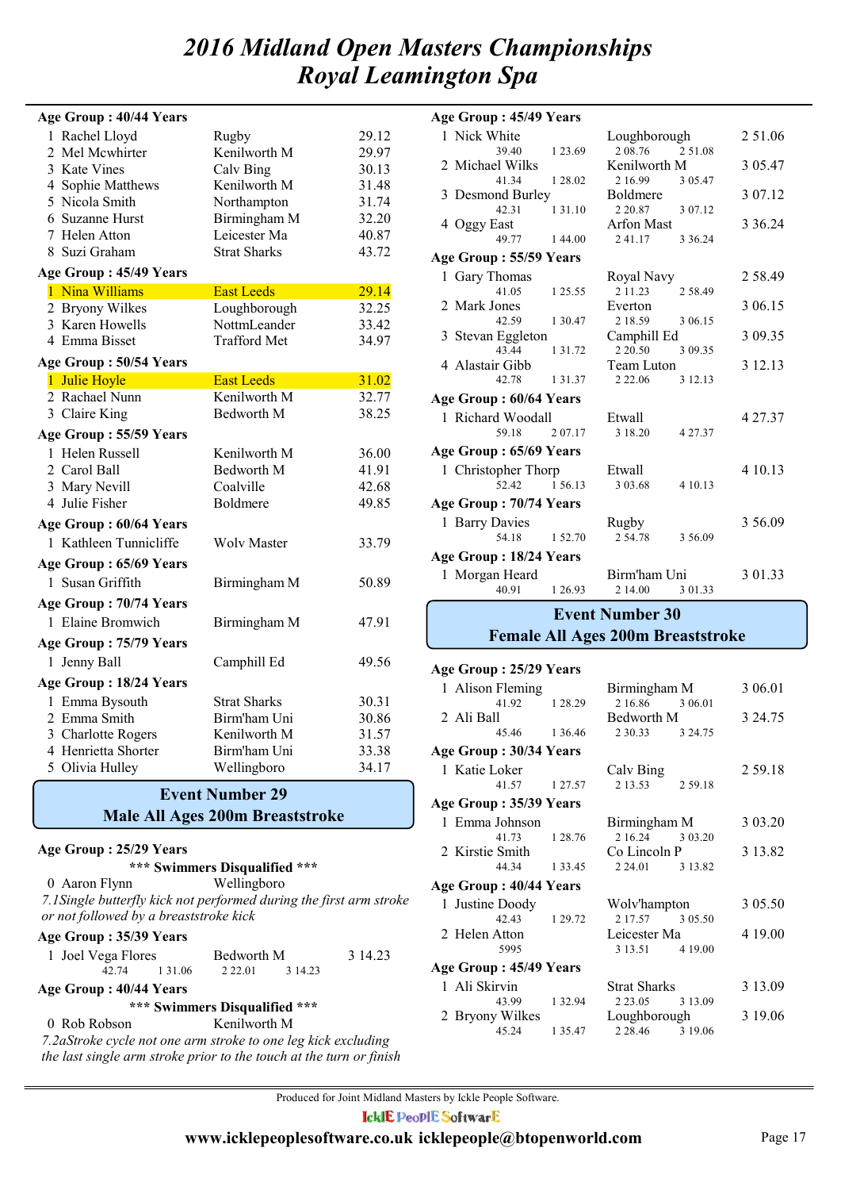# 2016 Midland Open Masters Championships
# Royal Leamington Spa

**Age Group : 40/44 Years**

| | Name | Club | Time |
|---|---|---|---|
| 1 | Rachel Lloyd | Rugby | 29.12 |
| 2 | Mel Mcwhirter | Kenilworth M | 29.97 |
| 3 | Kate Vines | Calv Bing | 30.13 |
| 4 | Sophie Matthews | Kenilworth M | 31.48 |
| 5 | Nicola Smith | Northampton | 31.74 |
| 6 | Suzanne Hurst | Birmingham M | 32.20 |
| 7 | Helen Atton | Leicester Ma | 40.87 |
| 8 | Suzi Graham | Strat Sharks | 43.72 |

**Age Group : 45/49 Years**

| | Name | Club | Time |
|---|---|---|---|
| 1 | Nina Williams | East Leeds | 29.14 |
| 2 | Bryony Wilkes | Loughborough | 32.25 |
| 3 | Karen Howells | NottmLeander | 33.42 |
| 4 | Emma Bisset | Trafford Met | 34.97 |

**Age Group : 50/54 Years**

| | Name | Club | Time |
|---|---|---|---|
| 1 | Julie Hoyle | East Leeds | 31.02 |
| 2 | Rachael Nunn | Kenilworth M | 32.77 |
| 3 | Claire King | Bedworth M | 38.25 |

**Age Group : 55/59 Years**

| | Name | Club | Time |
|---|---|---|---|
| 1 | Helen Russell | Kenilworth M | 36.00 |
| 2 | Carol Ball | Bedworth M | 41.91 |
| 3 | Mary Nevill | Coalville | 42.68 |
| 4 | Julie Fisher | Boldmere | 49.85 |

**Age Group : 60/64 Years**

| | Name | Club | Time |
|---|---|---|---|
| 1 | Kathleen Tunnicliffe | Wolv Master | 33.79 |

**Age Group : 65/69 Years**

| | Name | Club | Time |
|---|---|---|---|
| 1 | Susan Griffith | Birmingham M | 50.89 |

**Age Group : 70/74 Years**

| | Name | Club | Time |
|---|---|---|---|
| 1 | Elaine Bromwich | Birmingham M | 47.91 |

**Age Group : 75/79 Years**

| | Name | Club | Time |
|---|---|---|---|
| 1 | Jenny Ball | Camphill Ed | 49.56 |

**Age Group : 18/24 Years**

| | Name | Club | Time |
|---|---|---|---|
| 1 | Emma Bysouth | Strat Sharks | 30.31 |
| 2 | Emma Smith | Birm'ham Uni | 30.86 |
| 3 | Charlotte Rogers | Kenilworth M | 31.57 |
| 4 | Henrietta Shorter | Birm'ham Uni | 33.38 |
| 5 | Olivia Hulley | Wellingboro | 34.17 |

## Event Number 29
## Male All Ages 200m Breaststroke

**Age Group : 25/29 Years**

**\*\*\* Swimmers Disqualified \*\*\***

0 Aaron Flynn — Wellingboro

*7.1Single butterfly kick not performed during the first arm stroke or not followed by a breaststroke kick*

**Age Group : 35/39 Years**

| | Name | Club | Time |
|---|---|---|---|
| 1 | Joel Vega Flores | Bedworth M | 3 14.23 |
| | 42.74 / 1 31.06 | 2 22.01 / 3 14.23 | |

**Age Group : 40/44 Years**

**\*\*\* Swimmers Disqualified \*\*\***

0 Rob Robson — Kenilworth M

*7.2aStroke cycle not one arm stroke to one leg kick excluding the last single arm stroke prior to the touch at the turn or finish*

**Age Group : 45/49 Years**

| | Name | Club | Time |
|---|---|---|---|
| 1 | Nick White | Loughborough | 2 51.06 |
| | 39.40 / 1 23.69 | 2 08.76 / 2 51.08 | |
| 2 | Michael Wilks | Kenilworth M | 3 05.47 |
| | 41.34 / 1 28.02 | 2 16.99 / 3 05.47 | |
| 3 | Desmond Burley | Boldmere | 3 07.12 |
| | 42.31 / 1 31.10 | 2 20.87 / 3 07.12 | |
| 4 | Oggy East | Arfon Mast | 3 36.24 |
| | 49.77 / 1 44.00 | 2 41.17 / 3 36.24 | |

**Age Group : 55/59 Years**

| | Name | Club | Time |
|---|---|---|---|
| 1 | Gary Thomas | Royal Navy | 2 58.49 |
| | 41.05 / 1 25.55 | 2 11.23 / 2 58.49 | |
| 2 | Mark Jones | Everton | 3 06.15 |
| | 42.59 / 1 30.47 | 2 18.59 / 3 06.15 | |
| 3 | Stevan Eggleton | Camphill Ed | 3 09.35 |
| | 43.44 / 1 31.72 | 2 20.50 / 3 09.35 | |
| 4 | Alastair Gibb | Team Luton | 3 12.13 |
| | 42.78 / 1 31.37 | 2 22.06 / 3 12.13 | |

**Age Group : 60/64 Years**

| | Name | Club | Time |
|---|---|---|---|
| 1 | Richard Woodall | Etwall | 4 27.37 |
| | 59.18 / 2 07.17 | 3 18.20 / 4 27.37 | |

**Age Group : 65/69 Years**

| | Name | Club | Time |
|---|---|---|---|
| 1 | Christopher Thorp | Etwall | 4 10.13 |
| | 52.42 / 1 56.13 | 3 03.68 / 4 10.13 | |

**Age Group : 70/74 Years**

| | Name | Club | Time |
|---|---|---|---|
| 1 | Barry Davies | Rugby | 3 56.09 |
| | 54.18 / 1 52.70 | 2 54.78 / 3 56.09 | |

**Age Group : 18/24 Years**

| | Name | Club | Time |
|---|---|---|---|
| 1 | Morgan Heard | Birm'ham Uni | 3 01.33 |
| | 40.91 / 1 26.93 | 2 14.00 / 3 01.33 | |

## Event Number 30
## Female All Ages 200m Breaststroke

**Age Group : 25/29 Years**

| | Name | Club | Time |
|---|---|---|---|
| 1 | Alison Fleming | Birmingham M | 3 06.01 |
| | 41.92 / 1 28.29 | 2 16.86 / 3 06.01 | |
| 2 | Ali Ball | Bedworth M | 3 24.75 |
| | 45.46 / 1 36.46 | 2 30.33 / 3 24.75 | |

**Age Group : 30/34 Years**

| | Name | Club | Time |
|---|---|---|---|
| 1 | Katie Loker | Calv Bing | 2 59.18 |
| | 41.57 / 1 27.57 | 2 13.53 / 2 59.18 | |

**Age Group : 35/39 Years**

| | Name | Club | Time |
|---|---|---|---|
| 1 | Emma Johnson | Birmingham M | 3 03.20 |
| | 41.73 / 1 28.76 | 2 16.24 / 3 03.20 | |
| 2 | Kirstie Smith | Co Lincoln P | 3 13.82 |
| | 44.34 / 1 33.45 | 2 24.01 / 3 13.82 | |

**Age Group : 40/44 Years**

| | Name | Club | Time |
|---|---|---|---|
| 1 | Justine Doody | Wolv'hampton | 3 05.50 |
| | 42.43 / 1 29.72 | 2 17.57 / 3 05.50 | |
| 2 | Helen Atton | Leicester Ma | 4 19.00 |
| | 5995 | 3 13.51 / 4 19.00 | |

**Age Group : 45/49 Years**

| | Name | Club | Time |
|---|---|---|---|
| 1 | Ali Skirvin | Strat Sharks | 3 13.09 |
| | 43.99 / 1 32.94 | 2 23.05 / 3 13.09 | |
| 2 | Bryony Wilkes | Loughborough | 3 19.06 |
| | 45.24 / 1 35.47 | 2 28.46 / 3 19.06 | |

Produced for Joint Midland Masters by Ickle People Software.

www.icklepeoplesoftware.co.uk icklepeople@btopenworld.com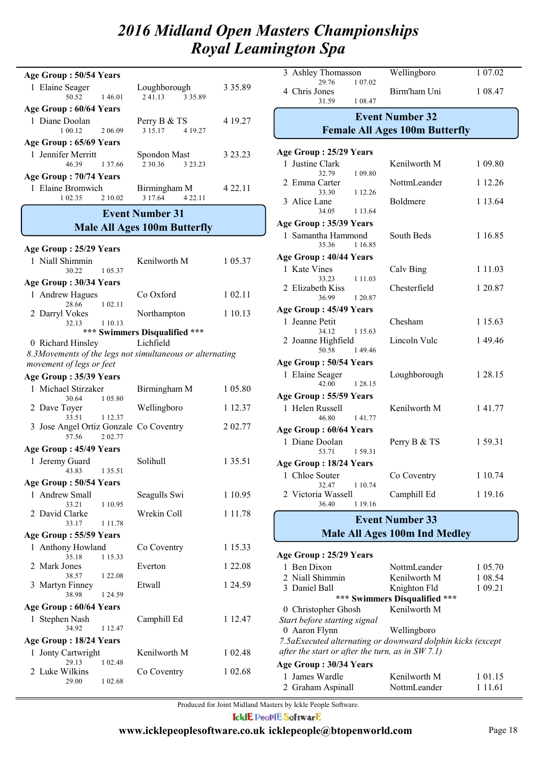# 2016 Midland Open Masters Championships
# Royal Leamington Spa

**Age Group : 50/54 Years**

1 Elaine Seager — Loughborough — 3 35.89
50.52 — 1 46.01 — 2 41.13 — 3 35.89

**Age Group : 60/64 Years**

1 Diane Doolan — Perry B & TS — 4 19.27
1 00.12 — 2 06.09 — 3 15.17 — 4 19.27

**Age Group : 65/69 Years**

1 Jennifer Merritt — Spondon Mast — 3 23.23
46.39 — 1 37.66 — 2 30.36 — 3 23.23

**Age Group : 70/74 Years**

1 Elaine Bromwich — Birmingham M — 4 22.11
1 02.35 — 2 10.02 — 3 17.64 — 4 22.11

## Event Number 31
## Male All Ages 100m Butterfly

**Age Group : 25/29 Years**

1 Niall Shimmin — Kenilworth M — 1 05.37
30.22 — 1 05.37

**Age Group : 30/34 Years**

1 Andrew Hagues — Co Oxford — 1 02.11
28.66 — 1 02.11

2 Darryl Vokes — Northampton — 1 10.13
32.13 — 1 10.13

**\*\*\* Swimmers Disqualified \*\*\***

0 Richard Hinsley — Lichfield

*8.3Movements of the legs not simultaneous or alternating movement of legs or feet*

**Age Group : 35/39 Years**

1 Michael Stirzaker — Birmingham M — 1 05.80
30.64 — 1 05.80

2 Dave Toyer — Wellingboro — 1 12.37
33.51 — 1 12.37

3 Jose Angel Ortiz Gonzale — Co Coventry — 2 02.77
57.56 — 2 02.77

**Age Group : 45/49 Years**

1 Jeremy Guard — Solihull — 1 35.51
43.83 — 1 35.51

**Age Group : 50/54 Years**

1 Andrew Small — Seagulls Swi — 1 10.95
33.21 — 1 10.95

2 David Clarke — Wrekin Coll — 1 11.78
33.17 — 1 11.78

**Age Group : 55/59 Years**

1 Anthony Howland — Co Coventry — 1 15.33
35.18 — 1 15.33

2 Mark Jones — Everton — 1 22.08
38.57 — 1 22.08

3 Martyn Finney — Etwall — 1 24.59
38.98 — 1 24.59

**Age Group : 60/64 Years**

1 Stephen Nash — Camphill Ed — 1 12.47
34.92 — 1 12.47

**Age Group : 18/24 Years**

1 Jonty Cartwright — Kenilworth M — 1 02.48
29.13 — 1 02.48

2 Luke Wilkins — Co Coventry — 1 02.68
29.00 — 1 02.68

3 Ashley Thomasson — Wellingboro — 1 07.02
29.76 — 1 07.02

4 Chris Jones — Birm'ham Uni — 1 08.47
31.59 — 1 08.47

## Event Number 32
## Female All Ages 100m Butterfly

**Age Group : 25/29 Years**

1 Justine Clark — Kenilworth M — 1 09.80
32.79 — 1 09.80

2 Emma Carter — NottmLeander — 1 12.26
33.30 — 1 12.26

3 Alice Lane — Boldmere — 1 13.64
34.05 — 1 13.64

**Age Group : 35/39 Years**

1 Samantha Hammond — South Beds — 1 16.85
35.36 — 1 16.85

**Age Group : 40/44 Years**

1 Kate Vines — Calv Bing — 1 11.03
33.23 — 1 11.03

2 Elizabeth Kiss — Chesterfield — 1 20.87
36.99 — 1 20.87

**Age Group : 45/49 Years**

1 Jeanne Petit — Chesham — 1 15.63
34.12 — 1 15.63

2 Joanne Highfield — Lincoln Vulc — 1 49.46
50.58 — 1 49.46

**Age Group : 50/54 Years**

1 Elaine Seager — Loughborough — 1 28.15
42.00 — 1 28.15

**Age Group : 55/59 Years**

1 Helen Russell — Kenilworth M — 1 41.77
46.80 — 1 41.77

**Age Group : 60/64 Years**

1 Diane Doolan — Perry B & TS — 1 59.31
53.71 — 1 59.31

**Age Group : 18/24 Years**

1 Chloe Souter — Co Coventry — 1 10.74
32.47 — 1 10.74

2 Victoria Wassell — Camphill Ed — 1 19.16
36.40 — 1 19.16

## Event Number 33
## Male All Ages 100m Ind Medley

**Age Group : 25/29 Years**

1 Ben Dixon — NottmLeander — 1 05.70

2 Niall Shimmin — Kenilworth M — 1 08.54

3 Daniel Ball — Knighton Fld — 1 09.21

**\*\*\* Swimmers Disqualified \*\*\***

0 Christopher Ghosh — Kenilworth M

*Start before starting signal*

0 Aaron Flynn — Wellingboro

*7.5aExecuted alternating or downward dolphin kicks (except after the start or after the turn, as in SW 7.1)*

**Age Group : 30/34 Years**

1 James Wardle — Kenilworth M — 1 01.15

2 Graham Aspinall — NottmLeander — 1 11.61

Produced for Joint Midland Masters by Ickle People Software.

www.icklepeoplesoftware.co.uk icklepeople@btopenworld.com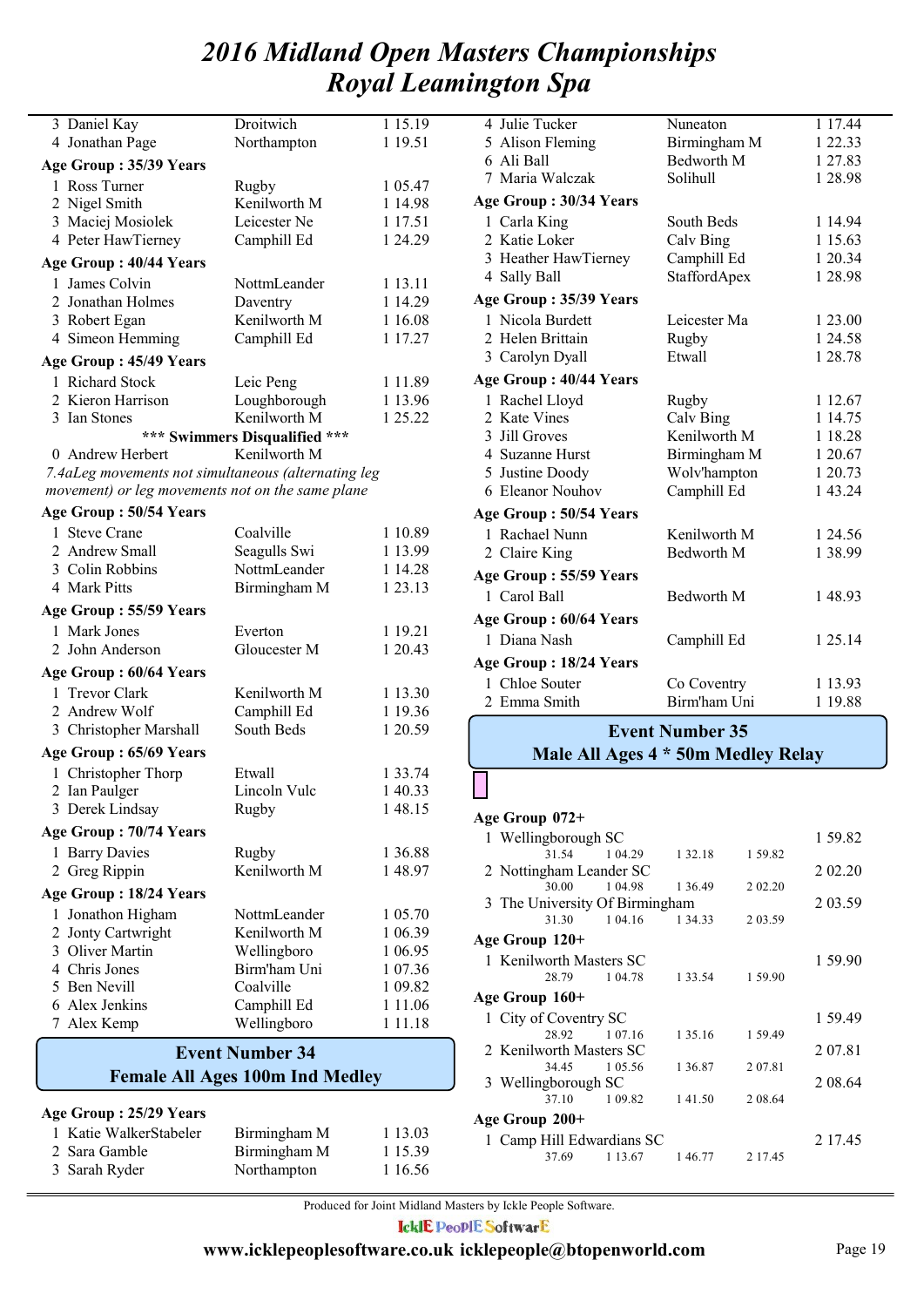# 2016 Midland Open Masters Championships
# Royal Leamington Spa

| | | |
|---|---|---|
| 3 Daniel Kay | Droitwich | 1 15.19 |
| 4 Jonathan Page | Northampton | 1 19.51 |

**Age Group : 35/39 Years**

| | | |
|---|---|---|
| 1 Ross Turner | Rugby | 1 05.47 |
| 2 Nigel Smith | Kenilworth M | 1 14.98 |
| 3 Maciej Mosiolek | Leicester Ne | 1 17.51 |
| 4 Peter HawTierney | Camphill Ed | 1 24.29 |

**Age Group : 40/44 Years**

| | | |
|---|---|---|
| 1 James Colvin | NottmLeander | 1 13.11 |
| 2 Jonathan Holmes | Daventry | 1 14.29 |
| 3 Robert Egan | Kenilworth M | 1 16.08 |
| 4 Simeon Hemming | Camphill Ed | 1 17.27 |

**Age Group : 45/49 Years**

| | | |
|---|---|---|
| 1 Richard Stock | Leic Peng | 1 11.89 |
| 2 Kieron Harrison | Loughborough | 1 13.96 |
| 3 Ian Stones | Kenilworth M | 1 25.22 |

**\*\*\* Swimmers Disqualified \*\*\***

| | | |
|---|---|---|
| 0 Andrew Herbert | Kenilworth M | |

*7.4aLeg movements not simultaneous (alternating leg movement) or leg movements not on the same plane*

**Age Group : 50/54 Years**

| | | |
|---|---|---|
| 1 Steve Crane | Coalville | 1 10.89 |
| 2 Andrew Small | Seagulls Swi | 1 13.99 |
| 3 Colin Robbins | NottmLeander | 1 14.28 |
| 4 Mark Pitts | Birmingham M | 1 23.13 |

**Age Group : 55/59 Years**

| | | |
|---|---|---|
| 1 Mark Jones | Everton | 1 19.21 |
| 2 John Anderson | Gloucester M | 1 20.43 |

**Age Group : 60/64 Years**

| | | |
|---|---|---|
| 1 Trevor Clark | Kenilworth M | 1 13.30 |
| 2 Andrew Wolf | Camphill Ed | 1 19.36 |
| 3 Christopher Marshall | South Beds | 1 20.59 |

**Age Group : 65/69 Years**

| | | |
|---|---|---|
| 1 Christopher Thorp | Etwall | 1 33.74 |
| 2 Ian Paulger | Lincoln Vulc | 1 40.33 |
| 3 Derek Lindsay | Rugby | 1 48.15 |

**Age Group : 70/74 Years**

| | | |
|---|---|---|
| 1 Barry Davies | Rugby | 1 36.88 |
| 2 Greg Rippin | Kenilworth M | 1 48.97 |

**Age Group : 18/24 Years**

| | | |
|---|---|---|
| 1 Jonathon Higham | NottmLeander | 1 05.70 |
| 2 Jonty Cartwright | Kenilworth M | 1 06.39 |
| 3 Oliver Martin | Wellingboro | 1 06.95 |
| 4 Chris Jones | Birm'ham Uni | 1 07.36 |
| 5 Ben Nevill | Coalville | 1 09.82 |
| 6 Alex Jenkins | Camphill Ed | 1 11.06 |
| 7 Alex Kemp | Wellingboro | 1 11.18 |

## Event Number 34
## Female All Ages 100m Ind Medley

**Age Group : 25/29 Years**

| | | |
|---|---|---|
| 1 Katie WalkerStabeler | Birmingham M | 1 13.03 |
| 2 Sara Gamble | Birmingham M | 1 15.39 |
| 3 Sarah Ryder | Northampton | 1 16.56 |
| 4 Julie Tucker | Nuneaton | 1 17.44 |
| 5 Alison Fleming | Birmingham M | 1 22.33 |
| 6 Ali Ball | Bedworth M | 1 27.83 |
| 7 Maria Walczak | Solihull | 1 28.98 |

**Age Group : 30/34 Years**

| | | |
|---|---|---|
| 1 Carla King | South Beds | 1 14.94 |
| 2 Katie Loker | Calv Bing | 1 15.63 |
| 3 Heather HawTierney | Camphill Ed | 1 20.34 |
| 4 Sally Ball | StaffordApex | 1 28.98 |

**Age Group : 35/39 Years**

| | | |
|---|---|---|
| 1 Nicola Burdett | Leicester Ma | 1 23.00 |
| 2 Helen Brittain | Rugby | 1 24.58 |
| 3 Carolyn Dyall | Etwall | 1 28.78 |

**Age Group : 40/44 Years**

| | | |
|---|---|---|
| 1 Rachel Lloyd | Rugby | 1 12.67 |
| 2 Kate Vines | Calv Bing | 1 14.75 |
| 3 Jill Groves | Kenilworth M | 1 18.28 |
| 4 Suzanne Hurst | Birmingham M | 1 20.67 |
| 5 Justine Doody | Wolv'hampton | 1 20.73 |
| 6 Eleanor Nouhov | Camphill Ed | 1 43.24 |

**Age Group : 50/54 Years**

| | | |
|---|---|---|
| 1 Rachael Nunn | Kenilworth M | 1 24.56 |
| 2 Claire King | Bedworth M | 1 38.99 |

**Age Group : 55/59 Years**

| | | |
|---|---|---|
| 1 Carol Ball | Bedworth M | 1 48.93 |

**Age Group : 60/64 Years**

| | | |
|---|---|---|
| 1 Diana Nash | Camphill Ed | 1 25.14 |

**Age Group : 18/24 Years**

| | | |
|---|---|---|
| 1 Chloe Souter | Co Coventry | 1 13.93 |
| 2 Emma Smith | Birm'ham Uni | 1 19.88 |

## Event Number 35
## Male All Ages 4 * 50m Medley Relay

**Age Group 072+**

| | | | | | |
|---|---|---|---|---|---|
| 1 Wellingborough SC | | | | | 1 59.82 |
| | 31.54 | 1 04.29 | 1 32.18 | 1 59.82 | |
| 2 Nottingham Leander SC | | | | | 2 02.20 |
| | 30.00 | 1 04.98 | 1 36.49 | 2 02.20 | |
| 3 The University Of Birmingham | | | | | 2 03.59 |
| | 31.30 | 1 04.16 | 1 34.33 | 2 03.59 | |

**Age Group 120+**

| | | | | | |
|---|---|---|---|---|---|
| 1 Kenilworth Masters SC | | | | | 1 59.90 |
| | 28.79 | 1 04.78 | 1 33.54 | 1 59.90 | |

**Age Group 160+**

| | | | | | |
|---|---|---|---|---|---|
| 1 City of Coventry SC | | | | | 1 59.49 |
| | 28.92 | 1 07.16 | 1 35.16 | 1 59.49 | |
| 2 Kenilworth Masters SC | | | | | 2 07.81 |
| | 34.45 | 1 05.56 | 1 36.87 | 2 07.81 | |
| 3 Wellingborough SC | | | | | 2 08.64 |
| | 37.10 | 1 09.82 | 1 41.50 | 2 08.64 | |

**Age Group 200+**

| | | | | | |
|---|---|---|---|---|---|
| 1 Camp Hill Edwardians SC | | | | | 2 17.45 |
| | 37.69 | 1 13.67 | 1 46.77 | 2 17.45 | |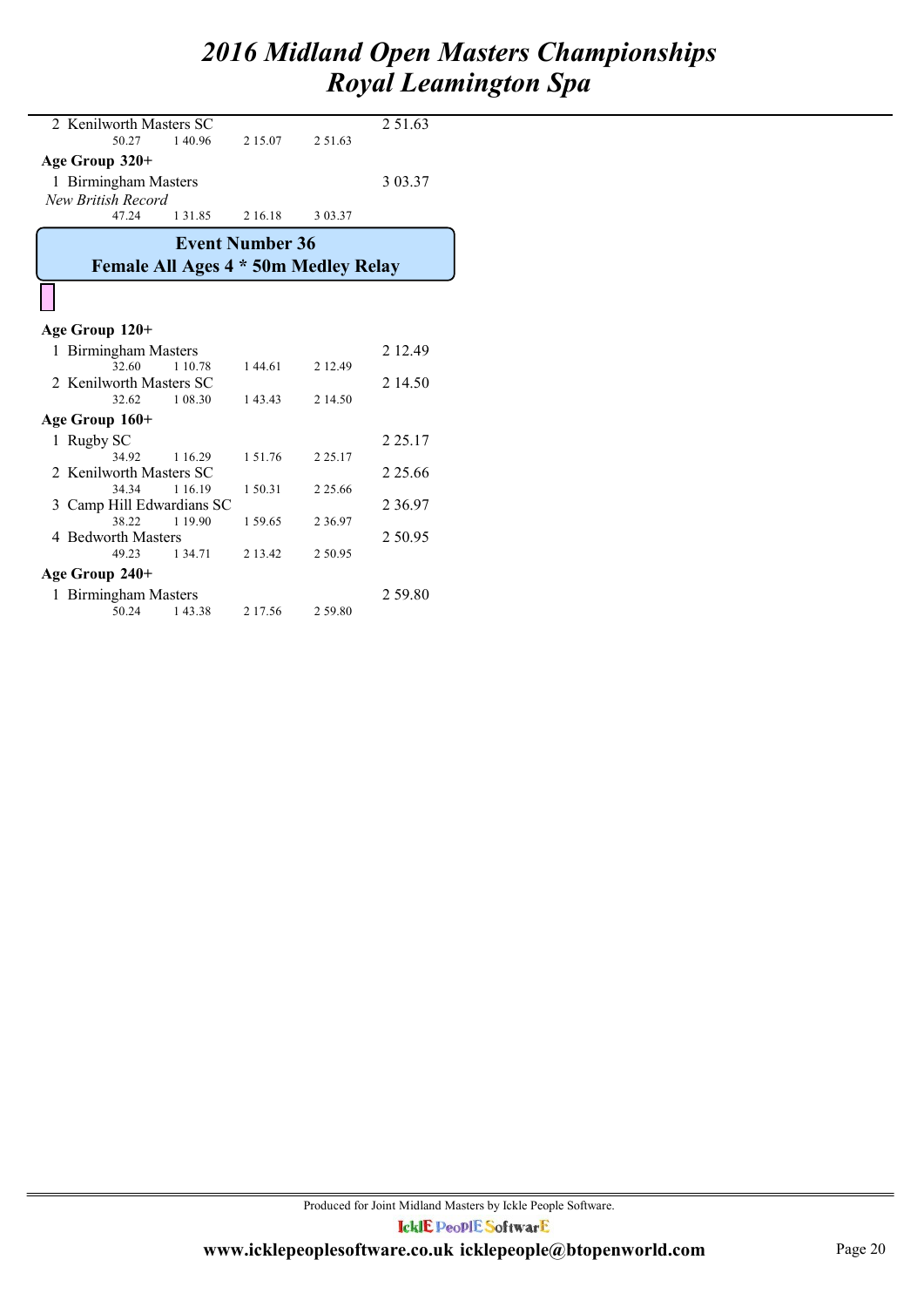2 Kenilworth Masters SC 2 51.63

50.27 1 40.96 2 15.07 2 51.63

**Age Group 320+**

1 Birmingham Masters 3 03.37

*New British Record*

47.24 1 31.85 2 16.18 3 03.37

## Event Number 36
## Female All Ages 4 * 50m Medley Relay

**Age Group 120+**

1 Birmingham Masters 2 12.49

32.60 1 10.78 1 44.61 2 12.49

2 Kenilworth Masters SC 2 14.50

32.62 1 08.30 1 43.43 2 14.50

**Age Group 160+**

1 Rugby SC 2 25.17

34.92 1 16.29 1 51.76 2 25.17

2 Kenilworth Masters SC 2 25.66

34.34 1 16.19 1 50.31 2 25.66

3 Camp Hill Edwardians SC 2 36.97

38.22 1 19.90 1 59.65 2 36.97

4 Bedworth Masters 2 50.95

49.23 1 34.71 2 13.42 2 50.95

**Age Group 240+**

1 Birmingham Masters 2 59.80

50.24 1 43.38 2 17.56 2 59.80